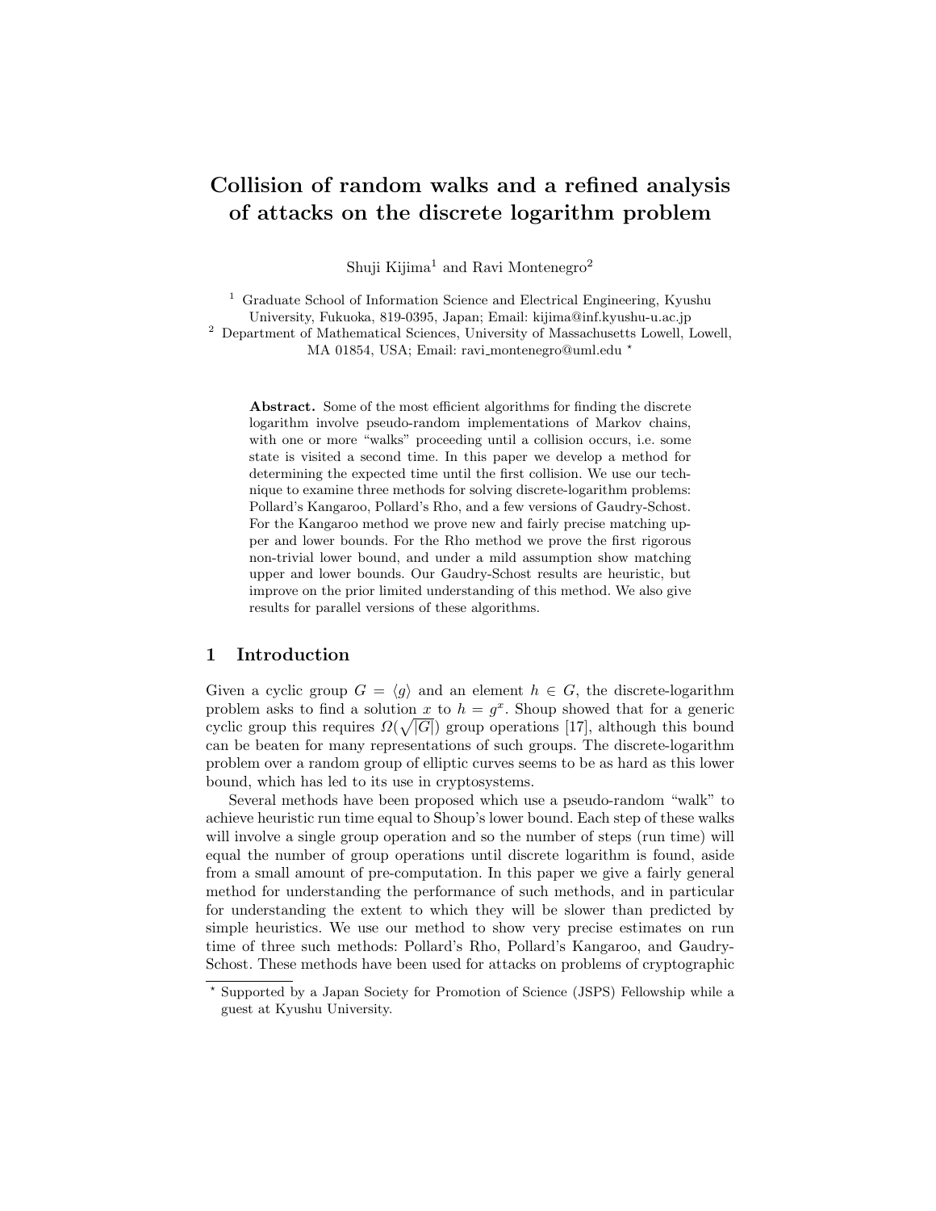# Collision of random walks and a refined analysis of attacks on the discrete logarithm problem

Shuji Kijima[1] and Ravi Montenegro[2]

[1] Graduate School of Information Science and Electrical Engineering, Kyushu University, Fukuoka, 819-0395, Japan; Email: kijima@inf.kyushu-u.ac.jp

[2] Department of Mathematical Sciences, University of Massachusetts Lowell, Lowell, MA 01854, USA; Email: ravi_montenegro@uml.edu [*]

**Abstract.** Some of the most efficient algorithms for finding the discrete logarithm involve pseudo-random implementations of Markov chains, with one or more "walks" proceeding until a collision occurs, i.e. some state is visited a second time. In this paper we develop a method for determining the expected time until the first collision. We use our technique to examine three methods for solving discrete-logarithm problems: Pollard's Kangaroo, Pollard's Rho, and a few versions of Gaudry-Schost. For the Kangaroo method we prove new and fairly precise matching upper and lower bounds. For the Rho method we prove the first rigorous non-trivial lower bound, and under a mild assumption show matching upper and lower bounds. Our Gaudry-Schost results are heuristic, but improve on the prior limited understanding of this method. We also give results for parallel versions of these algorithms.

## 1 Introduction

Given a cyclic group $G = \langle g \rangle$ and an element $h \in G$, the discrete-logarithm problem asks to find a solution $x$ to $h = g^x$. Shoup showed that for a generic cyclic group this requires $\Omega(\sqrt{|G|})$ group operations [17], although this bound can be beaten for many representations of such groups. The discrete-logarithm problem over a random group of elliptic curves seems to be as hard as this lower bound, which has led to its use in cryptosystems.

Several methods have been proposed which use a pseudo-random "walk" to achieve heuristic run time equal to Shoup's lower bound. Each step of these walks will involve a single group operation and so the number of steps (run time) will equal the number of group operations until discrete logarithm is found, aside from a small amount of pre-computation. In this paper we give a fairly general method for understanding the performance of such methods, and in particular for understanding the extent to which they will be slower than predicted by simple heuristics. We use our method to show very precise estimates on run time of three such methods: Pollard's Rho, Pollard's Kangaroo, and Gaudry-Schost. These methods have been used for attacks on problems of cryptographic

[*] Supported by a Japan Society for Promotion of Science (JSPS) Fellowship while a guest at Kyushu University.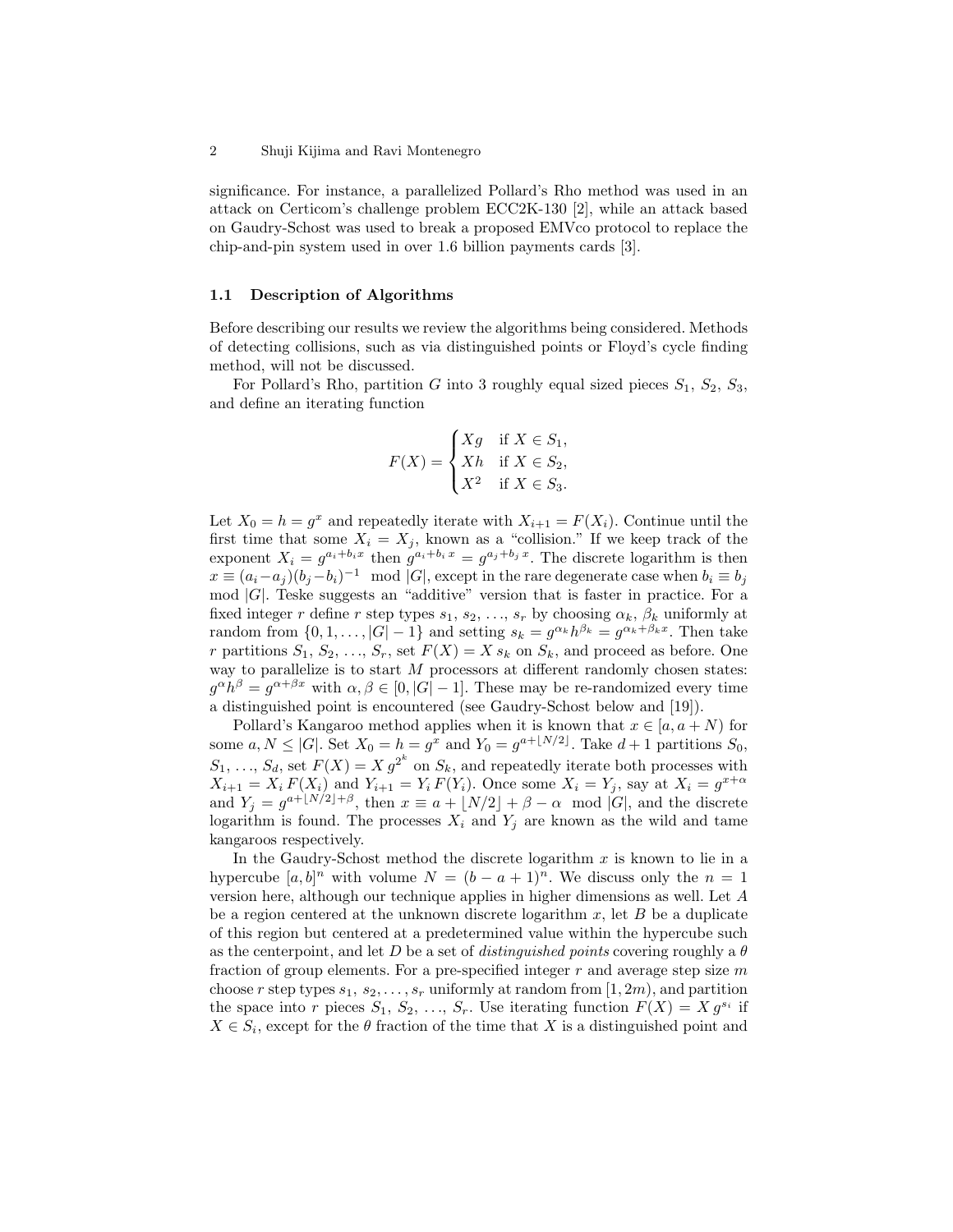significance. For instance, a parallelized Pollard's Rho method was used in an attack on Certicom's challenge problem ECC2K-130 [2], while an attack based on Gaudry-Schost was used to break a proposed EMVco protocol to replace the chip-and-pin system used in over 1.6 billion payments cards [3].

### 1.1 Description of Algorithms

Before describing our results we review the algorithms being considered. Methods of detecting collisions, such as via distinguished points or Floyd's cycle finding method, will not be discussed.

For Pollard's Rho, partition $G$ into 3 roughly equal sized pieces $S_1$, $S_2$, $S_3$, and define an iterating function

$$F(X) = \begin{cases} Xg & \text{if } X \in S_1, \\ Xh & \text{if } X \in S_2, \\ X^2 & \text{if } X \in S_3. \end{cases}$$

Let $X_0 = h = g^x$ and repeatedly iterate with $X_{i+1} = F(X_i)$. Continue until the first time that some $X_i = X_j$, known as a "collision." If we keep track of the exponent $X_i = g^{a_i + b_i x}$ then $g^{a_i + b_i\, x} = g^{a_j + b_j\, x}$. The discrete logarithm is then $x \equiv (a_i - a_j)(b_j - b_i)^{-1} \mod |G|$, except in the rare degenerate case when $b_i \equiv b_j \mod |G|$. Teske suggests an "additive" version that is faster in practice. For a fixed integer $r$ define $r$ step types $s_1$, $s_2$, ..., $s_r$ by choosing $\alpha_k$, $\beta_k$ uniformly at random from $\{0, 1, \ldots, |G| - 1\}$ and setting $s_k = g^{\alpha_k} h^{\beta_k} = g^{\alpha_k + \beta_k x}$. Then take $r$ partitions $S_1$, $S_2$, ..., $S_r$, set $F(X) = X\, s_k$ on $S_k$, and proceed as before. One way to parallelize is to start $M$ processors at different randomly chosen states: $g^{\alpha} h^{\beta} = g^{\alpha + \beta x}$ with $\alpha, \beta \in [0, |G| - 1]$. These may be re-randomized every time a distinguished point is encountered (see Gaudry-Schost below and [19]).

Pollard's Kangaroo method applies when it is known that $x \in [a, a + N)$ for some $a, N \leq |G|$. Set $X_0 = h = g^x$ and $Y_0 = g^{a + \lfloor N/2 \rfloor}$. Take $d + 1$ partitions $S_0$, $S_1$, ..., $S_d$, set $F(X) = X\, g^{2^k}$ on $S_k$, and repeatedly iterate both processes with $X_{i+1} = X_i\, F(X_i)$ and $Y_{i+1} = Y_i\, F(Y_i)$. Once some $X_i = Y_j$, say at $X_i = g^{x + \alpha}$ and $Y_j = g^{a + \lfloor N/2 \rfloor + \beta}$, then $x \equiv a + \lfloor N/2 \rfloor + \beta - \alpha \mod |G|$, and the discrete logarithm is found. The processes $X_i$ and $Y_j$ are known as the wild and tame kangaroos respectively.

In the Gaudry-Schost method the discrete logarithm $x$ is known to lie in a hypercube $[a, b]^n$ with volume $N = (b - a + 1)^n$. We discuss only the $n = 1$ version here, although our technique applies in higher dimensions as well. Let $A$ be a region centered at the unknown discrete logarithm $x$, let $B$ be a duplicate of this region but centered at a predetermined value within the hypercube such as the centerpoint, and let $D$ be a set of *distinguished points* covering roughly a $\theta$ fraction of group elements. For a pre-specified integer $r$ and average step size $m$ choose $r$ step types $s_1$, $s_2, \ldots, s_r$ uniformly at random from $[1, 2m)$, and partition the space into $r$ pieces $S_1$, $S_2$, ..., $S_r$. Use iterating function $F(X) = X\, g^{s_i}$ if $X \in S_i$, except for the $\theta$ fraction of the time that $X$ is a distinguished point and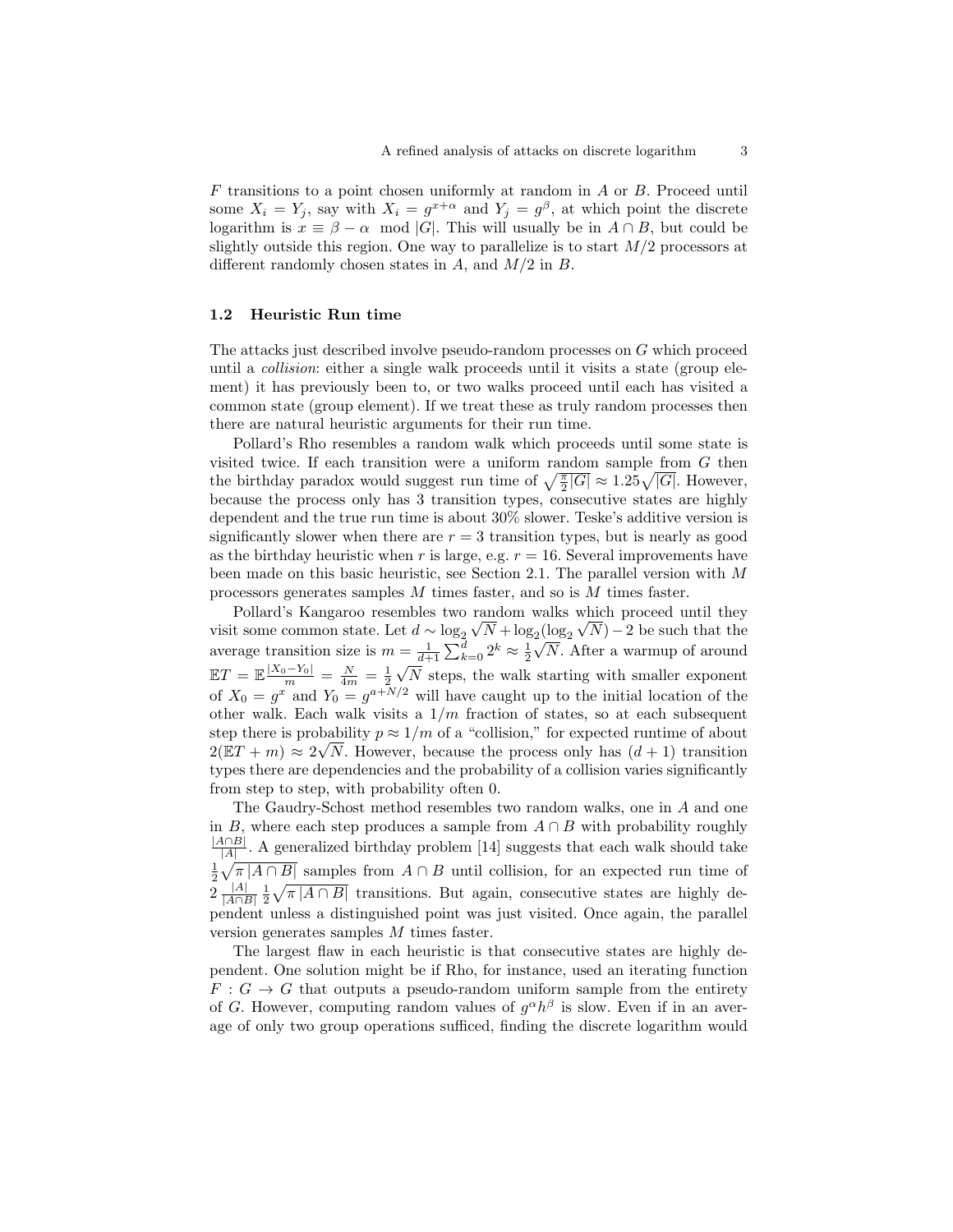$F$ transitions to a point chosen uniformly at random in $A$ or $B$. Proceed until some $X_i = Y_j$, say with $X_i = g^{x+\alpha}$ and $Y_j = g^{\beta}$, at which point the discrete logarithm is $x \equiv \beta - \alpha \mod |G|$. This will usually be in $A \cap B$, but could be slightly outside this region. One way to parallelize is to start $M/2$ processors at different randomly chosen states in $A$, and $M/2$ in $B$.

### 1.2 Heuristic Run time

The attacks just described involve pseudo-random processes on $G$ which proceed until a *collision*: either a single walk proceeds until it visits a state (group element) it has previously been to, or two walks proceed until each has visited a common state (group element). If we treat these as truly random processes then there are natural heuristic arguments for their run time.

Pollard's Rho resembles a random walk which proceeds until some state is visited twice. If each transition were a uniform random sample from $G$ then the birthday paradox would suggest run time of $\sqrt{\frac{\pi}{2}|G|} \approx 1.25\sqrt{|G|}$. However, because the process only has 3 transition types, consecutive states are highly dependent and the true run time is about 30% slower. Teske's additive version is significantly slower when there are $r = 3$ transition types, but is nearly as good as the birthday heuristic when $r$ is large, e.g. $r = 16$. Several improvements have been made on this basic heuristic, see Section 2.1. The parallel version with $M$ processors generates samples $M$ times faster, and so is $M$ times faster.

Pollard's Kangaroo resembles two random walks which proceed until they visit some common state. Let $d \sim \log_2 \sqrt{N} + \log_2(\log_2 \sqrt{N}) - 2$ be such that the average transition size is $m = \frac{1}{d+1}\sum_{k=0}^{d} 2^k \approx \frac{1}{2}\sqrt{N}$. After a warmup of around $\mathbb{E}T = \mathbb{E}\frac{|X_0 - Y_0|}{m} = \frac{N}{4m} = \frac{1}{2}\sqrt{N}$ steps, the walk starting with smaller exponent of $X_0 = g^x$ and $Y_0 = g^{a+N/2}$ will have caught up to the initial location of the other walk. Each walk visits a $1/m$ fraction of states, so at each subsequent step there is probability $p \approx 1/m$ of a "collision," for expected runtime of about $2(\mathbb{E}T + m) \approx 2\sqrt{N}$. However, because the process only has $(d+1)$ transition types there are dependencies and the probability of a collision varies significantly from step to step, with probability often 0.

The Gaudry-Schost method resembles two random walks, one in $A$ and one in $B$, where each step produces a sample from $A \cap B$ with probability roughly $\frac{|A \cap B|}{|A|}$. A generalized birthday problem [14] suggests that each walk should take $\frac{1}{2}\sqrt{\pi\,|A \cap B|}$ samples from $A \cap B$ until collision, for an expected run time of $2\,\frac{|A|}{|A \cap B|}\,\frac{1}{2}\sqrt{\pi\,|A \cap B|}$ transitions. But again, consecutive states are highly dependent unless a distinguished point was just visited. Once again, the parallel version generates samples $M$ times faster.

The largest flaw in each heuristic is that consecutive states are highly dependent. One solution might be if Rho, for instance, used an iterating function $F : G \to G$ that outputs a pseudo-random uniform sample from the entirety of $G$. However, computing random values of $g^{\alpha}h^{\beta}$ is slow. Even if in an average of only two group operations sufficed, finding the discrete logarithm would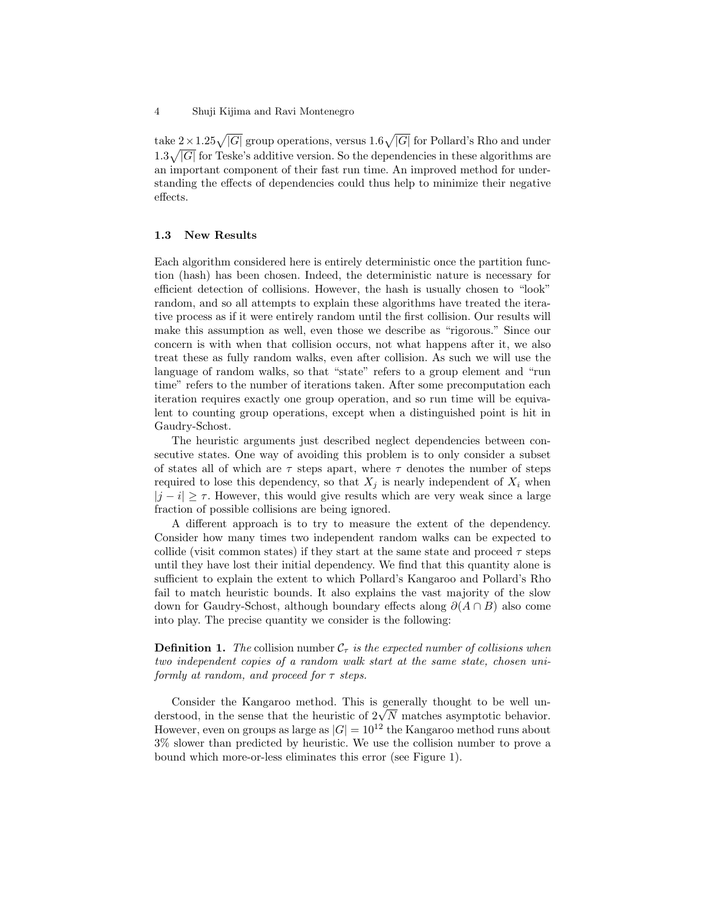take $2 \times 1.25\sqrt{|G|}$ group operations, versus $1.6\sqrt{|G|}$ for Pollard's Rho and under $1.3\sqrt{|G|}$ for Teske's additive version. So the dependencies in these algorithms are an important component of their fast run time. An improved method for understanding the effects of dependencies could thus help to minimize their negative effects.

### 1.3 New Results

Each algorithm considered here is entirely deterministic once the partition function (hash) has been chosen. Indeed, the deterministic nature is necessary for efficient detection of collisions. However, the hash is usually chosen to "look" random, and so all attempts to explain these algorithms have treated the iterative process as if it were entirely random until the first collision. Our results will make this assumption as well, even those we describe as "rigorous." Since our concern is with when that collision occurs, not what happens after it, we also treat these as fully random walks, even after collision. As such we will use the language of random walks, so that "state" refers to a group element and "run time" refers to the number of iterations taken. After some precomputation each iteration requires exactly one group operation, and so run time will be equivalent to counting group operations, except when a distinguished point is hit in Gaudry-Schost.

The heuristic arguments just described neglect dependencies between consecutive states. One way of avoiding this problem is to only consider a subset of states all of which are $\tau$ steps apart, where $\tau$ denotes the number of steps required to lose this dependency, so that $X_j$ is nearly independent of $X_i$ when $|j - i| \geq \tau$. However, this would give results which are very weak since a large fraction of possible collisions are being ignored.

A different approach is to try to measure the extent of the dependency. Consider how many times two independent random walks can be expected to collide (visit common states) if they start at the same state and proceed $\tau$ steps until they have lost their initial dependency. We find that this quantity alone is sufficient to explain the extent to which Pollard's Kangaroo and Pollard's Rho fail to match heuristic bounds. It also explains the vast majority of the slow down for Gaudry-Schost, although boundary effects along $\partial(A \cap B)$ also come into play. The precise quantity we consider is the following:

**Definition 1.** *The* collision number $\mathcal{C}_\tau$ *is the expected number of collisions when two independent copies of a random walk start at the same state, chosen uniformly at random, and proceed for $\tau$ steps.*

Consider the Kangaroo method. This is generally thought to be well understood, in the sense that the heuristic of $2\sqrt{N}$ matches asymptotic behavior. However, even on groups as large as $|G| = 10^{12}$ the Kangaroo method runs about 3% slower than predicted by heuristic. We use the collision number to prove a bound which more-or-less eliminates this error (see Figure 1).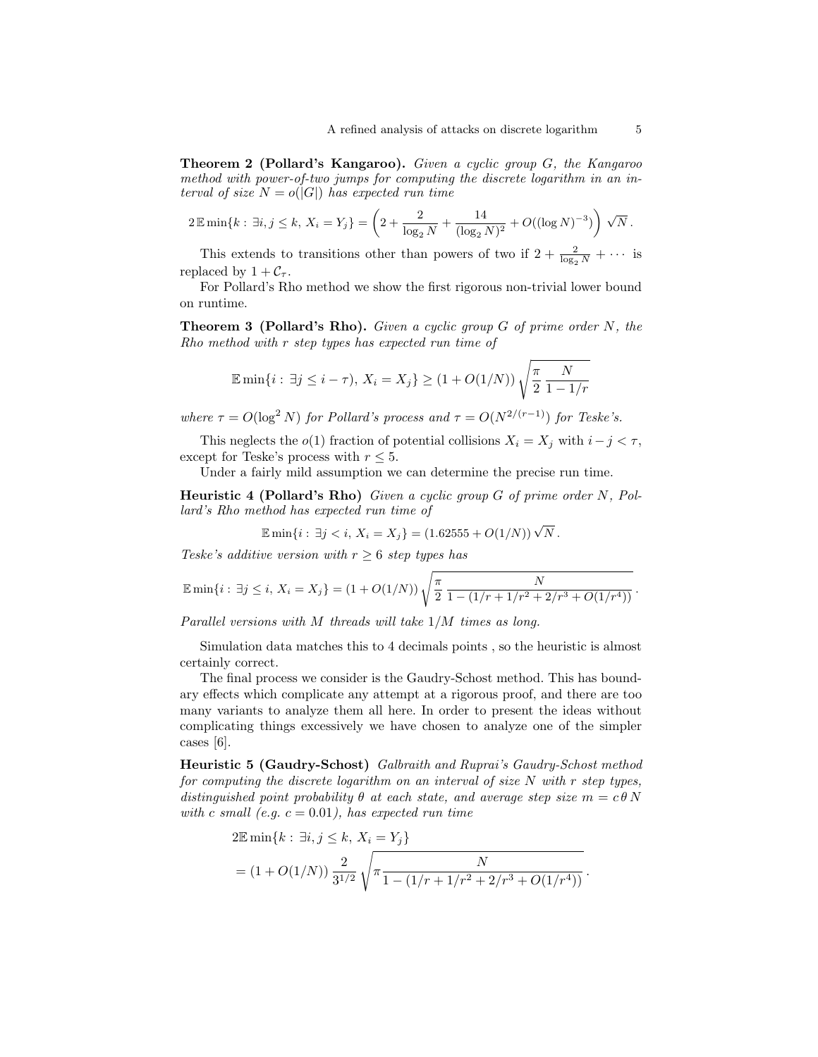**Theorem 2 (Pollard's Kangaroo).** *Given a cyclic group $G$, the Kangaroo method with power-of-two jumps for computing the discrete logarithm in an interval of size $N = o(|G|)$ has expected run time*

$$2\,\mathbb{E}\min\{k : \exists i, j \leq k,\ X_i = Y_j\} = \left(2 + \frac{2}{\log_2 N} + \frac{14}{(\log_2 N)^2} + O((\log N)^{-3})\right)\sqrt{N}\,.$$

This extends to transitions other than powers of two if $2 + \frac{2}{\log_2 N} + \cdots$ is replaced by $1 + \mathcal{C}_\tau$.

For Pollard's Rho method we show the first rigorous non-trivial lower bound on runtime.

**Theorem 3 (Pollard's Rho).** *Given a cyclic group $G$ of prime order $N$, the Rho method with $r$ step types has expected run time of*

$$\mathbb{E}\min\{i : \exists j \leq i - \tau),\ X_i = X_j\} \geq (1 + O(1/N))\sqrt{\frac{\pi}{2}\,\frac{N}{1 - 1/r}}$$

*where $\tau = O(\log^2 N)$ for Pollard's process and $\tau = O(N^{2/(r-1)})$ for Teske's.*

This neglects the $o(1)$ fraction of potential collisions $X_i = X_j$ with $i - j < \tau$, except for Teske's process with $r \leq 5$.

Under a fairly mild assumption we can determine the precise run time.

**Heuristic 4 (Pollard's Rho)** *Given a cyclic group $G$ of prime order $N$, Pollard's Rho method has expected run time of*

$$\mathbb{E}\min\{i : \exists j < i,\ X_i = X_j\} = (1.62555 + O(1/N))\sqrt{N}\,.$$

*Teske's additive version with $r \geq 6$ step types has*

$$\mathbb{E}\min\{i : \exists j \leq i,\ X_i = X_j\} = (1 + O(1/N))\sqrt{\frac{\pi}{2}\,\frac{N}{1 - (1/r + 1/r^2 + 2/r^3 + O(1/r^4))}}\,.$$

*Parallel versions with $M$ threads will take $1/M$ times as long.*

Simulation data matches this to 4 decimals points , so the heuristic is almost certainly correct.

The final process we consider is the Gaudry-Schost method. This has boundary effects which complicate any attempt at a rigorous proof, and there are too many variants to analyze them all here. In order to present the ideas without complicating things excessively we have chosen to analyze one of the simpler cases [6].

**Heuristic 5 (Gaudry-Schost)** *Galbraith and Ruprai's Gaudry-Schost method for computing the discrete logarithm on an interval of size $N$ with $r$ step types, distinguished point probability $\theta$ at each state, and average step size $m = c\,\theta\,N$ with $c$ small (e.g. $c = 0.01$), has expected run time*

$$\begin{aligned}
&2\mathbb{E}\min\{k : \exists i, j \leq k,\ X_i = Y_j\} \\
&= (1 + O(1/N))\,\frac{2}{3^{1/2}}\sqrt{\pi\frac{N}{1 - (1/r + 1/r^2 + 2/r^3 + O(1/r^4))}}\,.
\end{aligned}$$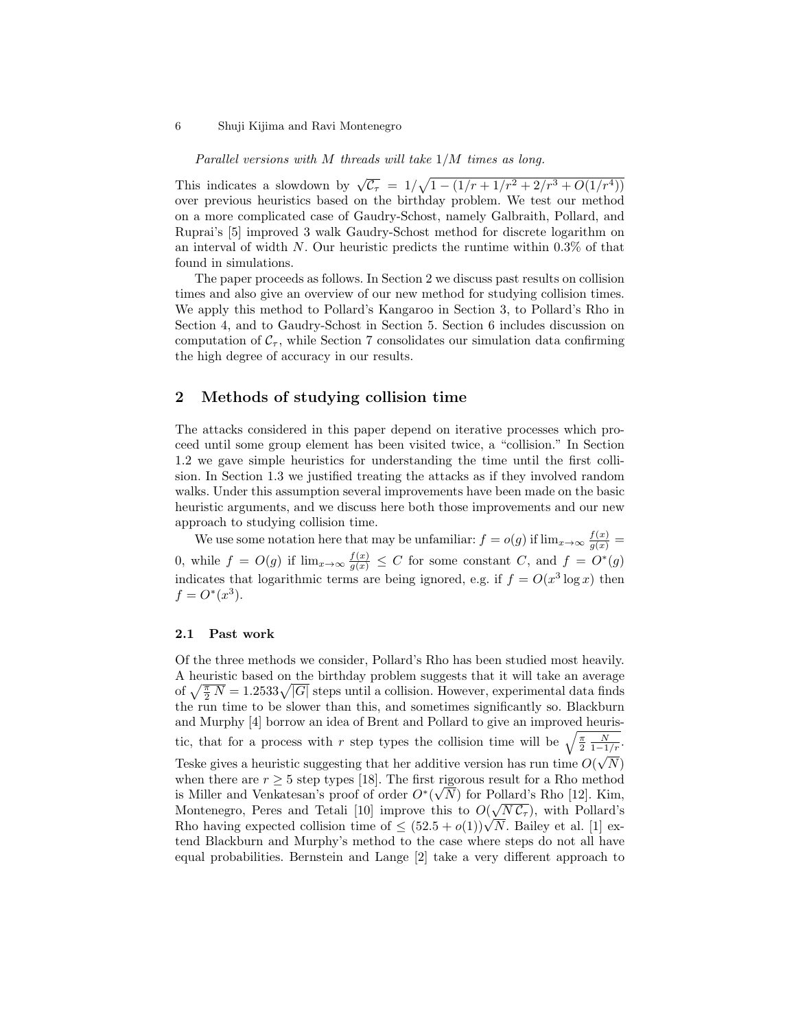*Parallel versions with $M$ threads will take $1/M$ times as long.*

This indicates a slowdown by $\sqrt{\mathcal{C}_\tau} = 1/\sqrt{1-(1/r+1/r^2+2/r^3+O(1/r^4))}$ over previous heuristics based on the birthday problem. We test our method on a more complicated case of Gaudry-Schost, namely Galbraith, Pollard, and Ruprai's [5] improved 3 walk Gaudry-Schost method for discrete logarithm on an interval of width $N$. Our heuristic predicts the runtime within 0.3% of that found in simulations.

The paper proceeds as follows. In Section 2 we discuss past results on collision times and also give an overview of our new method for studying collision times. We apply this method to Pollard's Kangaroo in Section 3, to Pollard's Rho in Section 4, and to Gaudry-Schost in Section 5. Section 6 includes discussion on computation of $\mathcal{C}_\tau$, while Section 7 consolidates our simulation data confirming the high degree of accuracy in our results.

## 2 Methods of studying collision time

The attacks considered in this paper depend on iterative processes which proceed until some group element has been visited twice, a "collision." In Section 1.2 we gave simple heuristics for understanding the time until the first collision. In Section 1.3 we justified treating the attacks as if they involved random walks. Under this assumption several improvements have been made on the basic heuristic arguments, and we discuss here both those improvements and our new approach to studying collision time.

We use some notation here that may be unfamiliar: $f = o(g)$ if $\lim_{x\to\infty} \frac{f(x)}{g(x)} = 0$, while $f = O(g)$ if $\lim_{x\to\infty} \frac{f(x)}{g(x)} \leq C$ for some constant $C$, and $f = O^*(g)$ indicates that logarithmic terms are being ignored, e.g. if $f = O(x^3 \log x)$ then $f = O^*(x^3)$.

### 2.1 Past work

Of the three methods we consider, Pollard's Rho has been studied most heavily. A heuristic based on the birthday problem suggests that it will take an average of $\sqrt{\frac{\pi}{2}\,N} = 1.2533\sqrt{|G|}$ steps until a collision. However, experimental data finds the run time to be slower than this, and sometimes significantly so. Blackburn and Murphy [4] borrow an idea of Brent and Pollard to give an improved heuristic, that for a process with $r$ step types the collision time will be $\sqrt{\frac{\pi}{2}\,\frac{N}{1-1/r}}$. Teske gives a heuristic suggesting that her additive version has run time $O(\sqrt{N})$ when there are $r \geq 5$ step types [18]. The first rigorous result for a Rho method is Miller and Venkatesan's proof of order $O^*(\sqrt{N})$ for Pollard's Rho [12]. Kim, Montenegro, Peres and Tetali [10] improve this to $O(\sqrt{N\,\mathcal{C}_\tau})$, with Pollard's Rho having expected collision time of $\leq (52.5+o(1))\sqrt{N}$. Bailey et al. [1] extend Blackburn and Murphy's method to the case where steps do not all have equal probabilities. Bernstein and Lange [2] take a very different approach to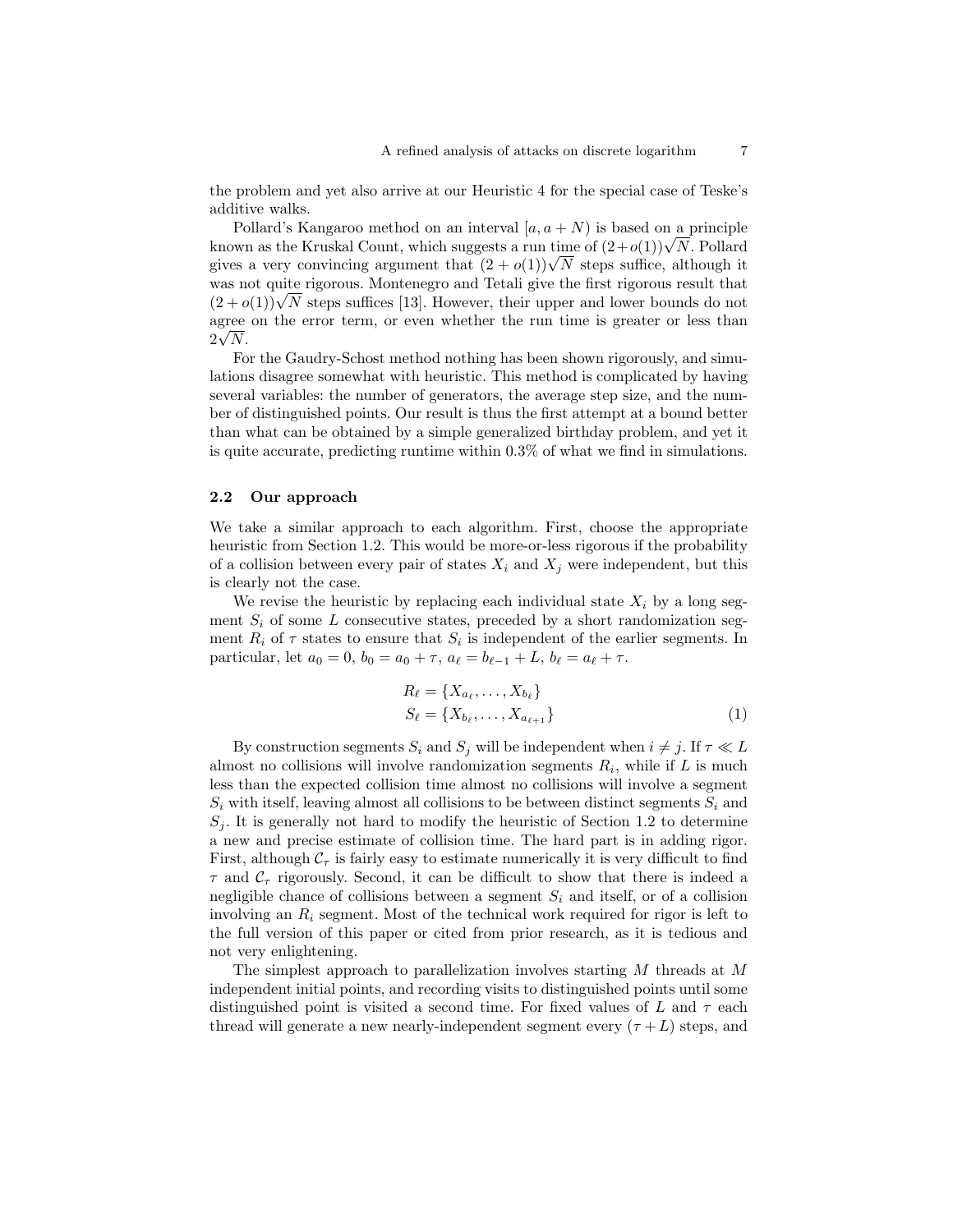the problem and yet also arrive at our Heuristic 4 for the special case of Teske's additive walks.

Pollard's Kangaroo method on an interval $[a, a+N)$ is based on a principle known as the Kruskal Count, which suggests a run time of $(2+o(1))\sqrt{N}$. Pollard gives a very convincing argument that $(2+o(1))\sqrt{N}$ steps suffice, although it was not quite rigorous. Montenegro and Tetali give the first rigorous result that $(2+o(1))\sqrt{N}$ steps suffices [13]. However, their upper and lower bounds do not agree on the error term, or even whether the run time is greater or less than $2\sqrt{N}$.

For the Gaudry-Schost method nothing has been shown rigorously, and simulations disagree somewhat with heuristic. This method is complicated by having several variables: the number of generators, the average step size, and the number of distinguished points. Our result is thus the first attempt at a bound better than what can be obtained by a simple generalized birthday problem, and yet it is quite accurate, predicting runtime within 0.3% of what we find in simulations.

### 2.2 Our approach

We take a similar approach to each algorithm. First, choose the appropriate heuristic from Section 1.2. This would be more-or-less rigorous if the probability of a collision between every pair of states $X_i$ and $X_j$ were independent, but this is clearly not the case.

We revise the heuristic by replacing each individual state $X_i$ by a long segment $S_i$ of some $L$ consecutive states, preceded by a short randomization segment $R_i$ of $\tau$ states to ensure that $S_i$ is independent of the earlier segments. In particular, let $a_0 = 0$, $b_0 = a_0 + \tau$, $a_\ell = b_{\ell-1} + L$, $b_\ell = a_\ell + \tau$.

$$
\begin{aligned}
R_\ell &= \{X_{a_\ell}, \ldots, X_{b_\ell}\} \\
S_\ell &= \{X_{b_\ell}, \ldots, X_{a_{\ell+1}}\}
\end{aligned}
\tag{1}
$$

By construction segments $S_i$ and $S_j$ will be independent when $i \neq j$. If $\tau \ll L$ almost no collisions will involve randomization segments $R_i$, while if $L$ is much less than the expected collision time almost no collisions will involve a segment $S_i$ with itself, leaving almost all collisions to be between distinct segments $S_i$ and $S_j$. It is generally not hard to modify the heuristic of Section 1.2 to determine a new and precise estimate of collision time. The hard part is in adding rigor. First, although $\mathcal{C}_\tau$ is fairly easy to estimate numerically it is very difficult to find $\tau$ and $\mathcal{C}_\tau$ rigorously. Second, it can be difficult to show that there is indeed a negligible chance of collisions between a segment $S_i$ and itself, or of a collision involving an $R_i$ segment. Most of the technical work required for rigor is left to the full version of this paper or cited from prior research, as it is tedious and not very enlightening.

The simplest approach to parallelization involves starting $M$ threads at $M$ independent initial points, and recording visits to distinguished points until some distinguished point is visited a second time. For fixed values of $L$ and $\tau$ each thread will generate a new nearly-independent segment every $(\tau + L)$ steps, and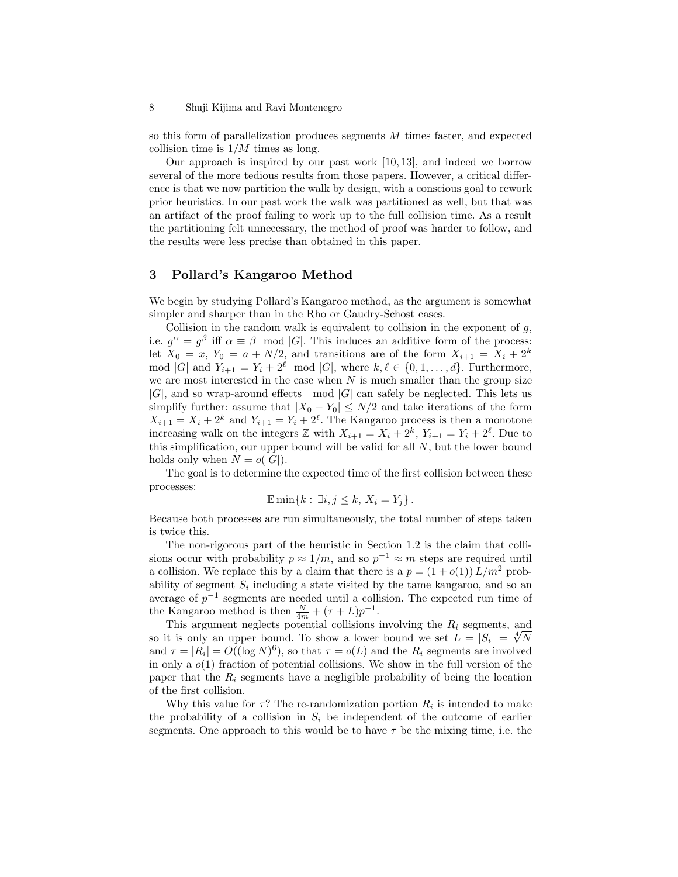so this form of parallelization produces segments $M$ times faster, and expected collision time is $1/M$ times as long.

Our approach is inspired by our past work [10, 13], and indeed we borrow several of the more tedious results from those papers. However, a critical difference is that we now partition the walk by design, with a conscious goal to rework prior heuristics. In our past work the walk was partitioned as well, but that was an artifact of the proof failing to work up to the full collision time. As a result the partitioning felt unnecessary, the method of proof was harder to follow, and the results were less precise than obtained in this paper.

## 3 Pollard's Kangaroo Method

We begin by studying Pollard's Kangaroo method, as the argument is somewhat simpler and sharper than in the Rho or Gaudry-Schost cases.

Collision in the random walk is equivalent to collision in the exponent of $g$, i.e. $g^\alpha = g^\beta$ iff $\alpha \equiv \beta \mod |G|$. This induces an additive form of the process: let $X_0 = x$, $Y_0 = a + N/2$, and transitions are of the form $X_{i+1} = X_i + 2^k \mod |G|$ and $Y_{i+1} = Y_i + 2^\ell \mod |G|$, where $k, \ell \in \{0, 1, \ldots, d\}$. Furthermore, we are most interested in the case when $N$ is much smaller than the group size $|G|$, and so wrap-around effects $\mod |G|$ can safely be neglected. This lets us simplify further: assume that $|X_0 - Y_0| \leq N/2$ and take iterations of the form $X_{i+1} = X_i + 2^k$ and $Y_{i+1} = Y_i + 2^\ell$. The Kangaroo process is then a monotone increasing walk on the integers $\mathbb{Z}$ with $X_{i+1} = X_i + 2^k$, $Y_{i+1} = Y_i + 2^\ell$. Due to this simplification, our upper bound will be valid for all $N$, but the lower bound holds only when $N = o(|G|)$.

The goal is to determine the expected time of the first collision between these processes:

$$\mathbb{E} \min\{k : \exists i, j \leq k,\ X_i = Y_j\}.$$

Because both processes are run simultaneously, the total number of steps taken is twice this.

The non-rigorous part of the heuristic in Section 1.2 is the claim that collisions occur with probability $p \approx 1/m$, and so $p^{-1} \approx m$ steps are required until a collision. We replace this by a claim that there is a $p = (1 + o(1))\, L/m^2$ probability of segment $S_i$ including a state visited by the tame kangaroo, and so an average of $p^{-1}$ segments are needed until a collision. The expected run time of the Kangaroo method is then $\frac{N}{4m} + (\tau + L)p^{-1}$.

This argument neglects potential collisions involving the $R_i$ segments, and so it is only an upper bound. To show a lower bound we set $L = |S_i| = \sqrt[4]{N}$ and $\tau = |R_i| = O((\log N)^6)$, so that $\tau = o(L)$ and the $R_i$ segments are involved in only a $o(1)$ fraction of potential collisions. We show in the full version of the paper that the $R_i$ segments have a negligible probability of being the location of the first collision.

Why this value for $\tau$? The re-randomization portion $R_i$ is intended to make the probability of a collision in $S_i$ be independent of the outcome of earlier segments. One approach to this would be to have $\tau$ be the mixing time, i.e. the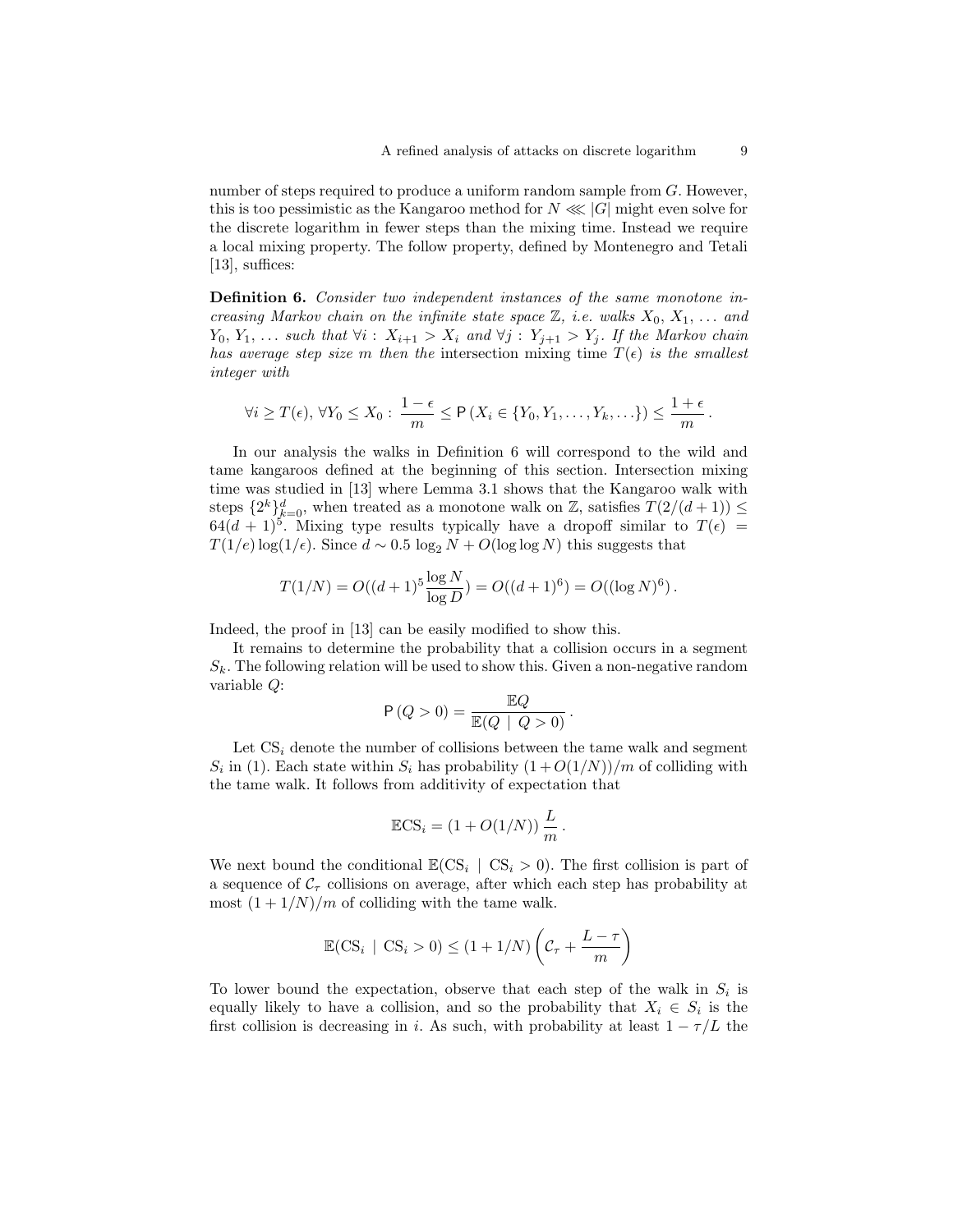number of steps required to produce a uniform random sample from $G$. However, this is too pessimistic as the Kangaroo method for $N \lll |G|$ might even solve for the discrete logarithm in fewer steps than the mixing time. Instead we require a local mixing property. The follow property, defined by Montenegro and Tetali [13], suffices:

**Definition 6.** *Consider two independent instances of the same monotone increasing Markov chain on the infinite state space $\mathbb{Z}$, i.e. walks $X_0, X_1, \ldots$ and $Y_0, Y_1, \ldots$ such that $\forall i : X_{i+1} > X_i$ and $\forall j : Y_{j+1} > Y_j$. If the Markov chain has average step size $m$ then the* intersection mixing time $T(\epsilon)$ *is the smallest integer with*

$$\forall i \geq T(\epsilon),\, \forall Y_0 \leq X_0 : \frac{1-\epsilon}{m} \leq \mathsf{P}\left(X_i \in \{Y_0, Y_1, \ldots, Y_k, \ldots\}\right) \leq \frac{1+\epsilon}{m}.$$

In our analysis the walks in Definition 6 will correspond to the wild and tame kangaroos defined at the beginning of this section. Intersection mixing time was studied in [13] where Lemma 3.1 shows that the Kangaroo walk with steps $\{2^k\}_{k=0}^d$, when treated as a monotone walk on $\mathbb{Z}$, satisfies $T(2/(d+1)) \leq 64(d+1)^5$. Mixing type results typically have a dropoff similar to $T(\epsilon) = T(1/e)\log(1/\epsilon)$. Since $d \sim 0.5 \log_2 N + O(\log\log N)$ this suggests that

$$T(1/N) = O((d+1)^5 \frac{\log N}{\log D}) = O((d+1)^6) = O((\log N)^6).$$

Indeed, the proof in [13] can be easily modified to show this.

It remains to determine the probability that a collision occurs in a segment $S_k$. The following relation will be used to show this. Given a non-negative random variable $Q$:

$$\mathsf{P}\left(Q > 0\right) = \frac{\mathbb{E}Q}{\mathbb{E}(Q \mid Q > 0)}.$$

Let $\mathrm{CS}_i$ denote the number of collisions between the tame walk and segment $S_i$ in (1). Each state within $S_i$ has probability $(1+O(1/N))/m$ of colliding with the tame walk. It follows from additivity of expectation that

$$\mathbb{E}\mathrm{CS}_i = (1+O(1/N))\,\frac{L}{m}.$$

We next bound the conditional $\mathbb{E}(\mathrm{CS}_i \mid \mathrm{CS}_i > 0)$. The first collision is part of a sequence of $\mathcal{C}_\tau$ collisions on average, after which each step has probability at most $(1+1/N)/m$ of colliding with the tame walk.

$$\mathbb{E}(\mathrm{CS}_i \mid \mathrm{CS}_i > 0) \leq (1+1/N)\left(\mathcal{C}_\tau + \frac{L-\tau}{m}\right)$$

To lower bound the expectation, observe that each step of the walk in $S_i$ is equally likely to have a collision, and so the probability that $X_i \in S_i$ is the first collision is decreasing in $i$. As such, with probability at least $1 - \tau/L$ the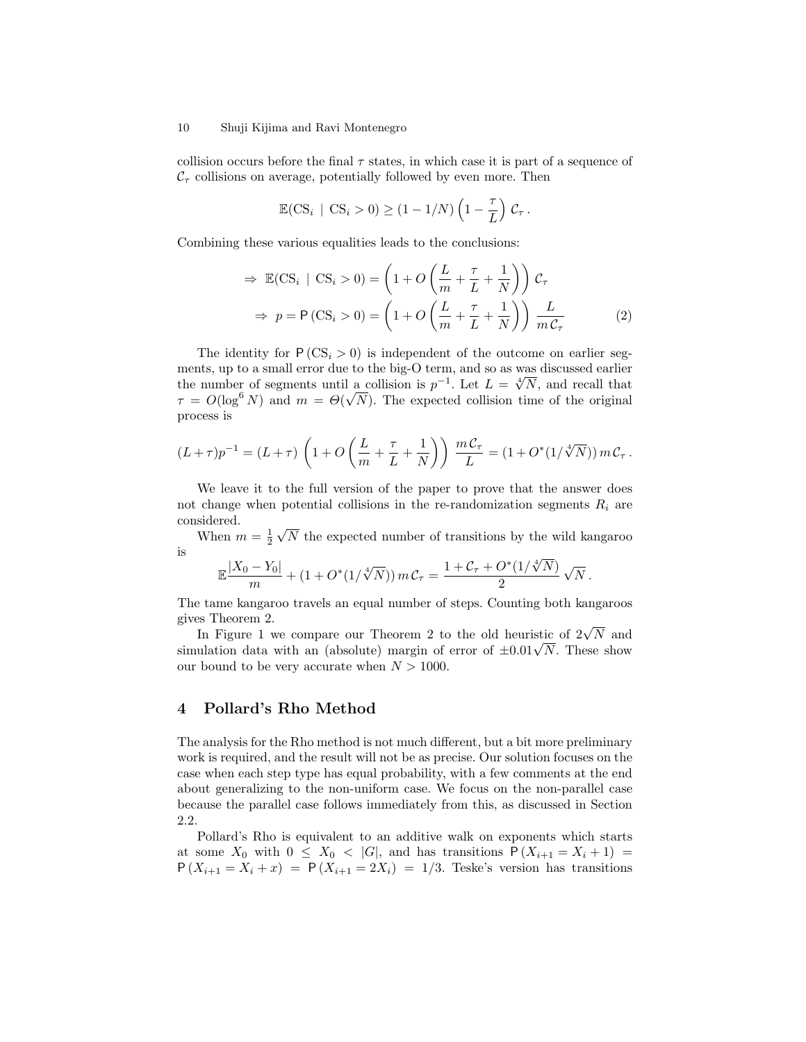collision occurs before the final $\tau$ states, in which case it is part of a sequence of $\mathcal{C}_\tau$ collisions on average, potentially followed by even more. Then

$$\mathbb{E}(\mathrm{CS}_i \mid \mathrm{CS}_i > 0) \geq (1 - 1/N)\left(1 - \frac{\tau}{L}\right)\mathcal{C}_\tau\,.$$

Combining these various equalities leads to the conclusions:

$$\Rightarrow\ \mathbb{E}(\mathrm{CS}_i \mid \mathrm{CS}_i > 0) = \left(1 + O\left(\frac{L}{m} + \frac{\tau}{L} + \frac{1}{N}\right)\right)\mathcal{C}_\tau$$

$$\Rightarrow\ p = \mathsf{P}\left(\mathrm{CS}_i > 0\right) = \left(1 + O\left(\frac{L}{m} + \frac{\tau}{L} + \frac{1}{N}\right)\right)\frac{L}{m\,\mathcal{C}_\tau} \tag{2}$$

The identity for $\mathsf{P}\left(\mathrm{CS}_i > 0\right)$ is independent of the outcome on earlier segments, up to a small error due to the big-O term, and so as was discussed earlier the number of segments until a collision is $p^{-1}$. Let $L = \sqrt[4]{N}$, and recall that $\tau = O(\log^6 N)$ and $m = \Theta(\sqrt{N})$. The expected collision time of the original process is

$$(L+\tau)p^{-1} = (L+\tau)\left(1 + O\left(\frac{L}{m} + \frac{\tau}{L} + \frac{1}{N}\right)\right)\frac{m\,\mathcal{C}_\tau}{L} = (1 + O^*(1/\sqrt[4]{N}))\,m\,\mathcal{C}_\tau\,.$$

We leave it to the full version of the paper to prove that the answer does not change when potential collisions in the re-randomization segments $R_i$ are considered.

When $m = \frac{1}{2}\sqrt{N}$ the expected number of transitions by the wild kangaroo is

$$\mathbb{E}\frac{|X_0 - Y_0|}{m} + (1 + O^*(1/\sqrt[4]{N}))\,m\,\mathcal{C}_\tau = \frac{1 + \mathcal{C}_\tau + O^*(1/\sqrt[4]{N})}{2}\sqrt{N}\,.$$

The tame kangaroo travels an equal number of steps. Counting both kangaroos gives Theorem 2.

In Figure 1 we compare our Theorem 2 to the old heuristic of $2\sqrt{N}$ and simulation data with an (absolute) margin of error of $\pm 0.01\sqrt{N}$. These show our bound to be very accurate when $N > 1000$.

## 4 Pollard's Rho Method

The analysis for the Rho method is not much different, but a bit more preliminary work is required, and the result will not be as precise. Our solution focuses on the case when each step type has equal probability, with a few comments at the end about generalizing to the non-uniform case. We focus on the non-parallel case because the parallel case follows immediately from this, as discussed in Section 2.2.

Pollard's Rho is equivalent to an additive walk on exponents which starts at some $X_0$ with $0 \leq X_0 < |G|$, and has transitions $\mathsf{P}\left(X_{i+1} = X_i + 1\right) = \mathsf{P}\left(X_{i+1} = X_i + x\right) = \mathsf{P}\left(X_{i+1} = 2X_i\right) = 1/3$. Teske's version has transitions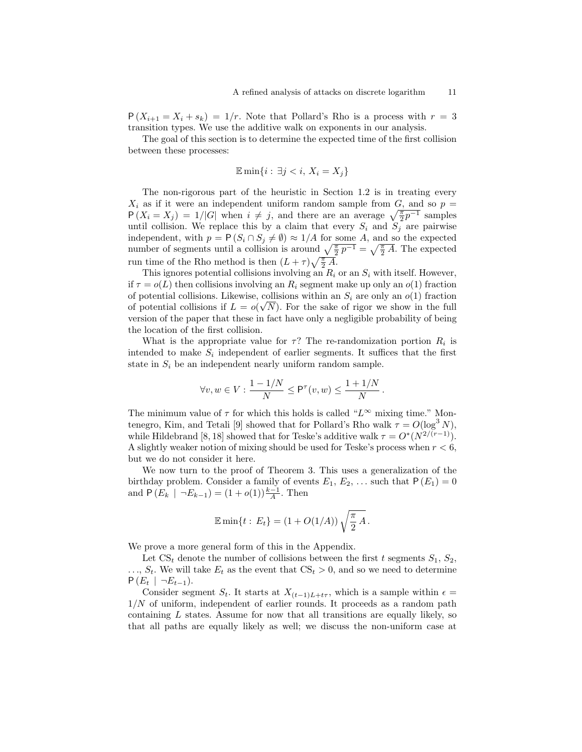$\mathsf{P}(X_{i+1} = X_i + s_k) = 1/r$. Note that Pollard's Rho is a process with $r = 3$ transition types. We use the additive walk on exponents in our analysis.

The goal of this section is to determine the expected time of the first collision between these processes:

$$\mathbb{E}\min\{i : \exists j < i,\ X_i = X_j\}$$

The non-rigorous part of the heuristic in Section 1.2 is in treating every $X_i$ as if it were an independent uniform random sample from $G$, and so $p = \mathsf{P}(X_i = X_j) = 1/|G|$ when $i \neq j$, and there are an average $\sqrt{\frac{\pi}{2} p^{-1}}$ samples until collision. We replace this by a claim that every $S_i$ and $S_j$ are pairwise independent, with $p = \mathsf{P}(S_i \cap S_j \neq \emptyset) \approx 1/A$ for some $A$, and so the expected number of segments until a collision is around $\sqrt{\frac{\pi}{2}\,p^{-1}} = \sqrt{\frac{\pi}{2}\,A}$. The expected run time of the Rho method is then $(L+\tau)\sqrt{\frac{\pi}{2}\,A}$.

This ignores potential collisions involving an $R_i$ or an $S_i$ with itself. However, if $\tau = o(L)$ then collisions involving an $R_i$ segment make up only an $o(1)$ fraction of potential collisions. Likewise, collisions within an $S_i$ are only an $o(1)$ fraction of potential collisions if $L = o(\sqrt{N})$. For the sake of rigor we show in the full version of the paper that these in fact have only a negligible probability of being the location of the first collision.

What is the appropriate value for $\tau$? The re-randomization portion $R_i$ is intended to make $S_i$ independent of earlier segments. It suffices that the first state in $S_i$ be an independent nearly uniform random sample.

$$\forall v, w \in V : \frac{1 - 1/N}{N} \leq \mathsf{P}^{\tau}(v, w) \leq \frac{1 + 1/N}{N}\,.$$

The minimum value of $\tau$ for which this holds is called "$L^\infty$ mixing time." Montenegro, Kim, and Tetali [9] showed that for Pollard's Rho walk $\tau = O(\log^3 N)$, while Hildebrand [8, 18] showed that for Teske's additive walk $\tau = O^*(N^{2/(r-1)})$. A slightly weaker notion of mixing should be used for Teske's process when $r < 6$, but we do not consider it here.

We now turn to the proof of Theorem 3. This uses a generalization of the birthday problem. Consider a family of events $E_1, E_2, \ldots$ such that $\mathsf{P}(E_1) = 0$ and $\mathsf{P}(E_k \mid \neg E_{k-1}) = (1 + o(1))\frac{k-1}{A}$. Then

$$\mathbb{E}\min\{t : E_t\} = (1 + O(1/A))\sqrt{\frac{\pi}{2}\,A}\,.$$

We prove a more general form of this in the Appendix.

Let $\mathrm{CS}_t$ denote the number of collisions between the first $t$ segments $S_1, S_2, \ldots, S_t$. We will take $E_t$ as the event that $\mathrm{CS}_t > 0$, and so we need to determine $\mathsf{P}(E_t \mid \neg E_{t-1})$.

Consider segment $S_t$. It starts at $X_{(t-1)L+t\tau}$, which is a sample within $\epsilon = 1/N$ of uniform, independent of earlier rounds. It proceeds as a random path containing $L$ states. Assume for now that all transitions are equally likely, so that all paths are equally likely as well; we discuss the non-uniform case at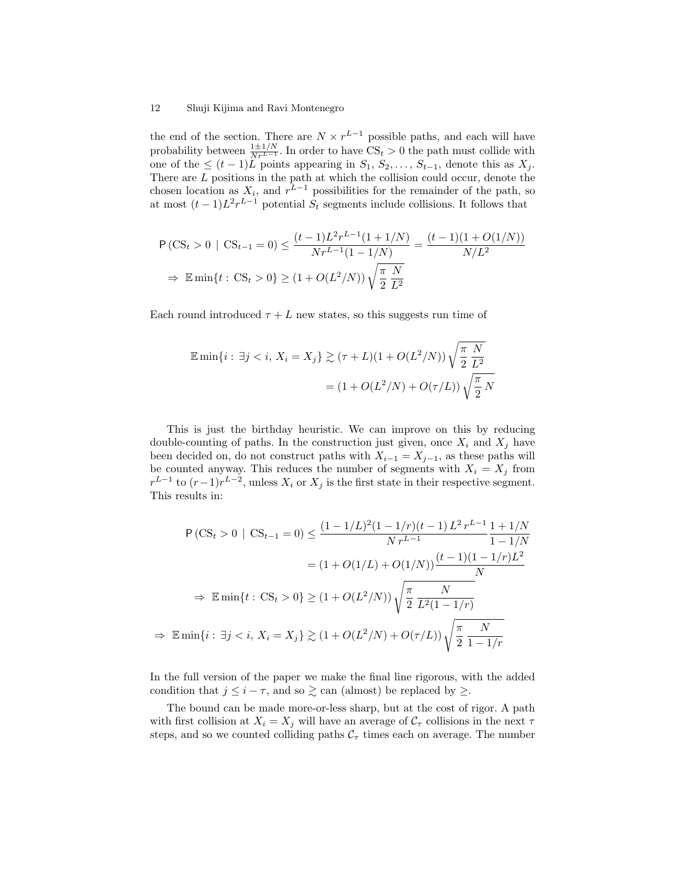the end of the section. There are $N \times r^{L-1}$ possible paths, and each will have probability between $\frac{1\pm 1/N}{Nr^{L-1}}$. In order to have $\mathrm{CS}_t > 0$ the path must collide with one of the $\leq (t-1)L$ points appearing in $S_1, S_2, \ldots, S_{t-1}$, denote this as $X_j$. There are $L$ positions in the path at which the collision could occur, denote the chosen location as $X_i$, and $r^{L-1}$ possibilities for the remainder of the path, so at most $(t-1)L^2 r^{L-1}$ potential $S_t$ segments include collisions. It follows that

$$
\mathsf{P}\left(\mathrm{CS}_t > 0 \;|\; \mathrm{CS}_{t-1} = 0\right) \leq \frac{(t-1)L^2 r^{L-1}(1+1/N)}{Nr^{L-1}(1-1/N)} = \frac{(t-1)(1+O(1/N))}{N/L^2}
$$

$$
\Rightarrow\; \mathbb{E}\min\{t:\, \mathrm{CS}_t > 0\} \geq (1+O(L^2/N))\sqrt{\frac{\pi}{2}\frac{N}{L^2}}
$$

Each round introduced $\tau + L$ new states, so this suggests run time of

$$
\begin{aligned}
\mathbb{E}\min\{i:\, \exists j < i,\, X_i = X_j\} &\gtrsim (\tau+L)(1+O(L^2/N))\sqrt{\frac{\pi}{2}\frac{N}{L^2}} \\
&= (1+O(L^2/N)+O(\tau/L))\sqrt{\frac{\pi}{2}N}
\end{aligned}
$$

This is just the birthday heuristic. We can improve on this by reducing double-counting of paths. In the construction just given, once $X_i$ and $X_j$ have been decided on, do not construct paths with $X_{i-1} = X_{j-1}$, as these paths will be counted anyway. This reduces the number of segments with $X_i = X_j$ from $r^{L-1}$ to $(r-1)r^{L-2}$, unless $X_i$ or $X_j$ is the first state in their respective segment. This results in:

$$
\begin{aligned}
\mathsf{P}\left(\mathrm{CS}_t > 0 \;|\; \mathrm{CS}_{t-1} = 0\right) &\leq \frac{(1-1/L)^2(1-1/r)(t-1)\,L^2\,r^{L-1}}{N\,r^{L-1}}\frac{1+1/N}{1-1/N} \\
&= (1+O(1/L)+O(1/N))\frac{(t-1)(1-1/r)L^2}{N} \\
\Rightarrow\; \mathbb{E}\min\{t:\, \mathrm{CS}_t > 0\} &\geq (1+O(L^2/N))\sqrt{\frac{\pi}{2}\frac{N}{L^2(1-1/r)}} \\
\Rightarrow\; \mathbb{E}\min\{i:\, \exists j < i,\, X_i = X_j\} &\gtrsim (1+O(L^2/N)+O(\tau/L))\sqrt{\frac{\pi}{2}\frac{N}{1-1/r}}
\end{aligned}
$$

In the full version of the paper we make the final line rigorous, with the added condition that $j \leq i - \tau$, and so $\gtrsim$ can (almost) be replaced by $\geq$.

The bound can be made more-or-less sharp, but at the cost of rigor. A path with first collision at $X_i = X_j$ will have an average of $\mathcal{C}_\tau$ collisions in the next $\tau$ steps, and so we counted colliding paths $\mathcal{C}_\tau$ times each on average. The number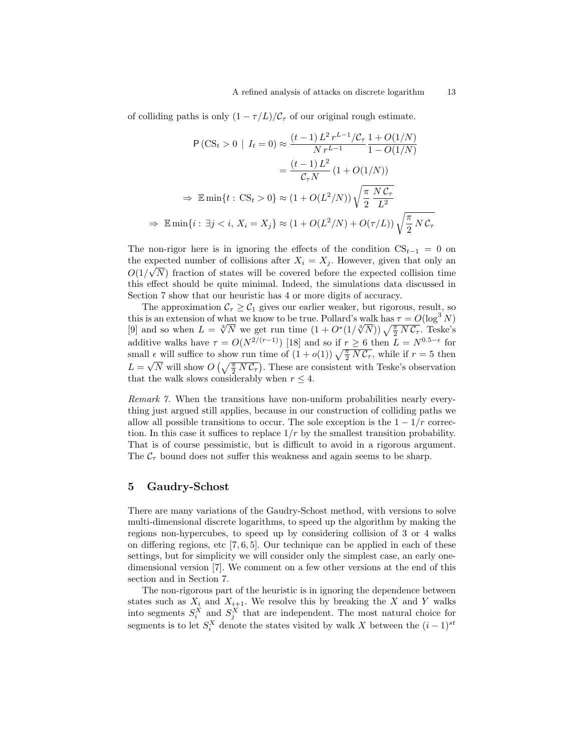of colliding paths is only $(1-\tau/L)/\mathcal{C}_\tau$ of our original rough estimate.

$$
\begin{aligned}
\mathsf{P}\left(\mathrm{CS}_t > 0 \mid I_t = 0\right) &\approx \frac{(t-1)\,L^2\,r^{L-1}/\mathcal{C}_\tau}{N\,r^{L-1}}\,\frac{1+O(1/N)}{1-O(1/N)} \\
&= \frac{(t-1)\,L^2}{\mathcal{C}_\tau N}\,(1+O(1/N)) \\
\Rightarrow\ \mathbb{E}\min\{t:\,\mathrm{CS}_t>0\} &\approx (1+O(L^2/N))\sqrt{\frac{\pi}{2}\,\frac{N\,\mathcal{C}_\tau}{L^2}} \\
\Rightarrow\ \mathbb{E}\min\{i:\,\exists j<i,\,X_i=X_j\} &\approx (1+O(L^2/N)+O(\tau/L))\sqrt{\frac{\pi}{2}\,N\,\mathcal{C}_\tau}
\end{aligned}
$$

The non-rigor here is in ignoring the effects of the condition $\mathrm{CS}_{t-1}=0$ on the expected number of collisions after $X_i=X_j$. However, given that only an $O(1/\sqrt{N})$ fraction of states will be covered before the expected collision time this effect should be quite minimal. Indeed, the simulations data discussed in Section 7 show that our heuristic has 4 or more digits of accuracy.

The approximation $\mathcal{C}_\tau \geq \mathcal{C}_1$ gives our earlier weaker, but rigorous, result, so this is an extension of what we know to be true. Pollard's walk has $\tau = O(\log^3 N)$ [9] and so when $L=\sqrt[3]{N}$ we get run time $(1+O^*(1/\sqrt[3]{N}))\sqrt{\frac{\pi}{2}\,N\,\mathcal{C}_\tau}$. Teske's additive walks have $\tau = O(N^{2/(r-1)})$ [18] and so if $r\geq 6$ then $L=N^{0.5-\epsilon}$ for small $\epsilon$ will suffice to show run time of $(1+o(1))\sqrt{\frac{\pi}{2}\,N\,\mathcal{C}_\tau}$, while if $r=5$ then $L=\sqrt{N}$ will show $O\left(\sqrt{\frac{\pi}{2}\,N\,\mathcal{C}_\tau}\right)$. These are consistent with Teske's observation that the walk slows considerably when $r\leq 4$.

*Remark 7.* When the transitions have non-uniform probabilities nearly everything just argued still applies, because in our construction of colliding paths we allow all possible transitions to occur. The sole exception is the $1-1/r$ correction. In this case it suffices to replace $1/r$ by the smallest transition probability. That is of course pessimistic, but is difficult to avoid in a rigorous argument. The $\mathcal{C}_\tau$ bound does not suffer this weakness and again seems to be sharp.

## 5 Gaudry-Schost

There are many variations of the Gaudry-Schost method, with versions to solve multi-dimensional discrete logarithms, to speed up the algorithm by making the regions non-hypercubes, to speed up by considering collision of 3 or 4 walks on differing regions, etc [7, 6, 5]. Our technique can be applied in each of these settings, but for simplicity we will consider only the simplest case, an early one-dimensional version [7]. We comment on a few other versions at the end of this section and in Section 7.

The non-rigorous part of the heuristic is in ignoring the dependence between states such as $X_i$ and $X_{i+1}$. We resolve this by breaking the $X$ and $Y$ walks into segments $S_i^X$ and $S_j^X$ that are independent. The most natural choice for segments is to let $S_i^X$ denote the states visited by walk $X$ between the $(i-1)^{st}$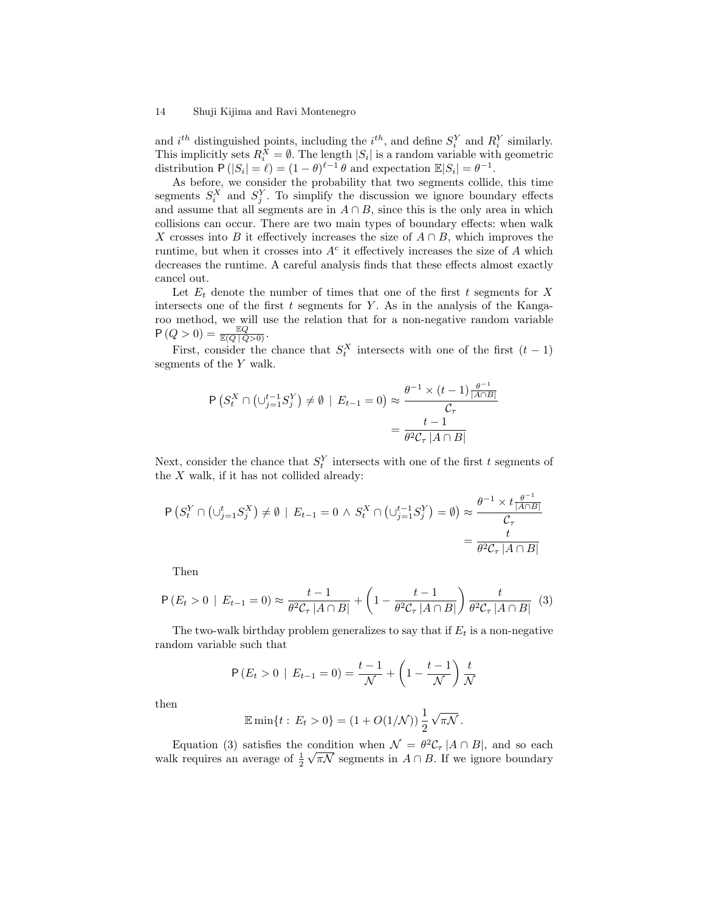and $i^{th}$ distinguished points, including the $i^{th}$, and define $S_i^Y$ and $R_i^Y$ similarly. This implicitly sets $R_i^X = \emptyset$. The length $|S_i|$ is a random variable with geometric distribution $\mathsf{P}(|S_i| = \ell) = (1-\theta)^{\ell-1}\,\theta$ and expectation $\mathbb{E}|S_i| = \theta^{-1}$.

As before, we consider the probability that two segments collide, this time segments $S_i^X$ and $S_j^Y$. To simplify the discussion we ignore boundary effects and assume that all segments are in $A \cap B$, since this is the only area in which collisions can occur. There are two main types of boundary effects: when walk $X$ crosses into $B$ it effectively increases the size of $A \cap B$, which improves the runtime, but when it crosses into $A^c$ it effectively increases the size of $A$ which decreases the runtime. A careful analysis finds that these effects almost exactly cancel out.

Let $E_t$ denote the number of times that one of the first $t$ segments for $X$ intersects one of the first $t$ segments for $Y$. As in the analysis of the Kangaroo method, we will use the relation that for a non-negative random variable $\mathsf{P}(Q > 0) = \frac{\mathbb{E}Q}{\mathbb{E}(Q\,|\,Q>0)}$.

First, consider the chance that $S_t^X$ intersects with one of the first $(t-1)$ segments of the $Y$ walk.

$$\mathsf{P}\left(S_t^X \cap \left(\cup_{j=1}^{t-1} S_j^Y\right) \neq \emptyset \;\mid\; E_{t-1} = 0\right) \approx \frac{\theta^{-1} \times (t-1)\frac{\theta^{-1}}{|A\cap B|}}{\mathcal{C}_\tau} = \frac{t-1}{\theta^2 \mathcal{C}_\tau\,|A \cap B|}$$

Next, consider the chance that $S_t^Y$ intersects with one of the first $t$ segments of the $X$ walk, if it has not collided already:

$$\mathsf{P}\left(S_t^Y \cap \left(\cup_{j=1}^{t} S_j^X\right) \neq \emptyset \;\mid\; E_{t-1} = 0 \,\wedge\, S_t^X \cap \left(\cup_{j=1}^{t-1} S_j^Y\right) = \emptyset\right) \approx \frac{\theta^{-1} \times t\frac{\theta^{-1}}{|A\cap B|}}{\mathcal{C}_\tau} = \frac{t}{\theta^2 \mathcal{C}_\tau\,|A \cap B|}$$

Then

$$\mathsf{P}(E_t > 0 \;\mid\; E_{t-1} = 0) \approx \frac{t-1}{\theta^2 \mathcal{C}_\tau\,|A \cap B|} + \left(1 - \frac{t-1}{\theta^2 \mathcal{C}_\tau\,|A \cap B|}\right)\frac{t}{\theta^2 \mathcal{C}_\tau\,|A \cap B|} \tag{3}$$

The two-walk birthday problem generalizes to say that if $E_t$ is a non-negative random variable such that

$$\mathsf{P}(E_t > 0 \;\mid\; E_{t-1} = 0) = \frac{t-1}{\mathcal{N}} + \left(1 - \frac{t-1}{\mathcal{N}}\right)\frac{t}{\mathcal{N}}$$

then

$$\mathbb{E}\min\{t:\, E_t > 0\} = (1 + O(1/\mathcal{N}))\,\frac{1}{2}\sqrt{\pi\mathcal{N}}\,.$$

Equation (3) satisfies the condition when $\mathcal{N} = \theta^2 \mathcal{C}_\tau\,|A \cap B|$, and so each walk requires an average of $\frac{1}{2}\sqrt{\pi\mathcal{N}}$ segments in $A \cap B$. If we ignore boundary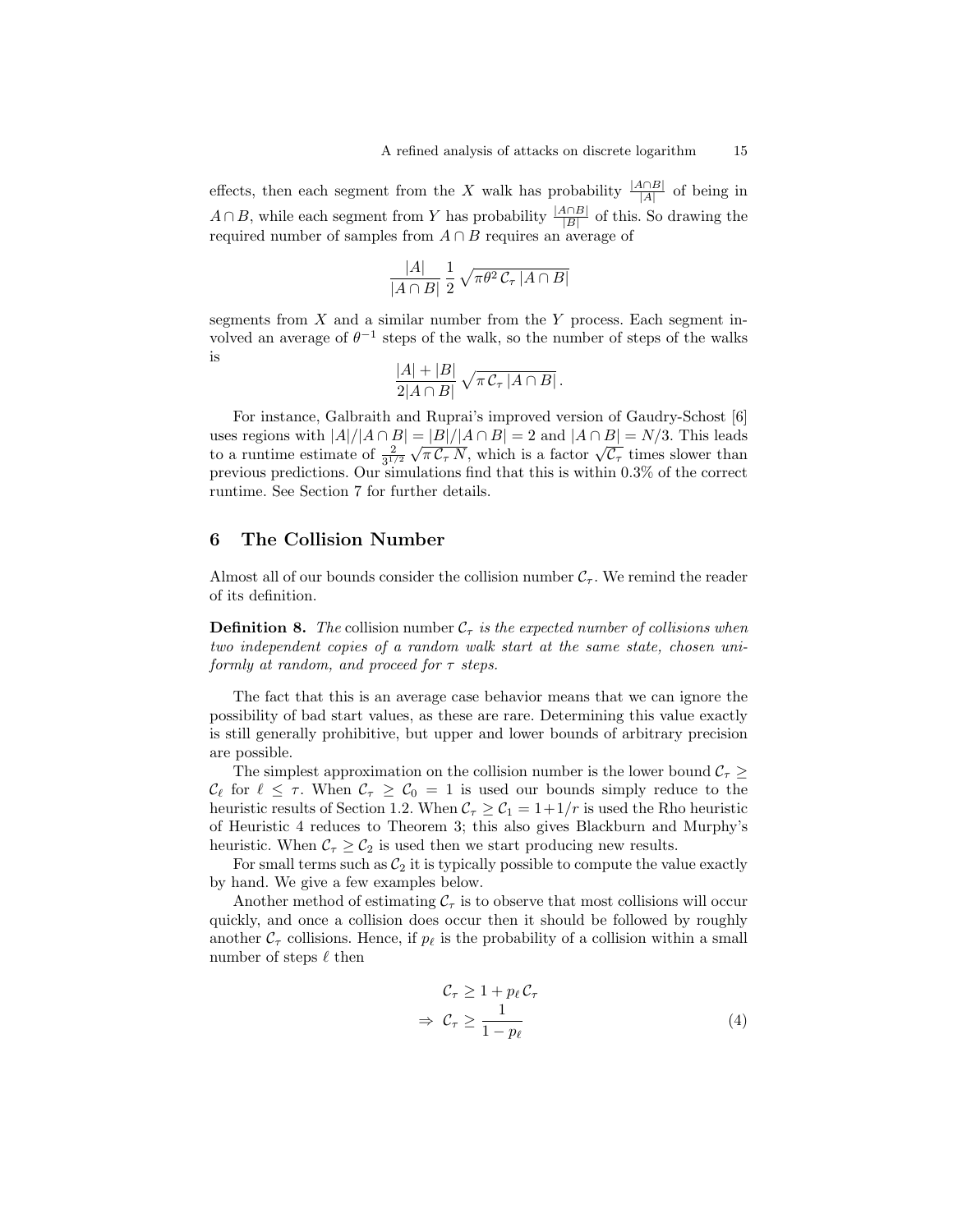effects, then each segment from the $X$ walk has probability $\frac{|A\cap B|}{|A|}$ of being in $A\cap B$, while each segment from $Y$ has probability $\frac{|A\cap B|}{|B|}$ of this. So drawing the required number of samples from $A\cap B$ requires an average of

$$\frac{|A|}{|A\cap B|}\,\frac{1}{2}\,\sqrt{\pi\theta^2\,\mathcal{C}_\tau\,|A\cap B|}$$

segments from $X$ and a similar number from the $Y$ process. Each segment involved an average of $\theta^{-1}$ steps of the walk, so the number of steps of the walks is

$$\frac{|A|+|B|}{2|A\cap B|}\,\sqrt{\pi\,\mathcal{C}_\tau\,|A\cap B|}\,.$$

For instance, Galbraith and Ruprai's improved version of Gaudry-Schost [6] uses regions with $|A|/|A\cap B| = |B|/|A\cap B| = 2$ and $|A\cap B| = N/3$. This leads to a runtime estimate of $\frac{2}{3^{1/2}}\sqrt{\pi\,\mathcal{C}_\tau\,N}$, which is a factor $\sqrt{\mathcal{C}_\tau}$ times slower than previous predictions. Our simulations find that this is within 0.3% of the correct runtime. See Section 7 for further details.

## 6 The Collision Number

Almost all of our bounds consider the collision number $\mathcal{C}_\tau$. We remind the reader of its definition.

**Definition 8.** *The* collision number $\mathcal{C}_\tau$ *is the expected number of collisions when two independent copies of a random walk start at the same state, chosen uniformly at random, and proceed for $\tau$ steps.*

The fact that this is an average case behavior means that we can ignore the possibility of bad start values, as these are rare. Determining this value exactly is still generally prohibitive, but upper and lower bounds of arbitrary precision are possible.

The simplest approximation on the collision number is the lower bound $\mathcal{C}_\tau \geq \mathcal{C}_\ell$ for $\ell \leq \tau$. When $\mathcal{C}_\tau \geq \mathcal{C}_0 = 1$ is used our bounds simply reduce to the heuristic results of Section 1.2. When $\mathcal{C}_\tau \geq \mathcal{C}_1 = 1+1/r$ is used the Rho heuristic of Heuristic 4 reduces to Theorem 3; this also gives Blackburn and Murphy's heuristic. When $\mathcal{C}_\tau \geq \mathcal{C}_2$ is used then we start producing new results.

For small terms such as $\mathcal{C}_2$ it is typically possible to compute the value exactly by hand. We give a few examples below.

Another method of estimating $\mathcal{C}_\tau$ is to observe that most collisions will occur quickly, and once a collision does occur then it should be followed by roughly another $\mathcal{C}_\tau$ collisions. Hence, if $p_\ell$ is the probability of a collision within a small number of steps $\ell$ then

$$\begin{aligned} &\mathcal{C}_\tau \geq 1 + p_\ell\,\mathcal{C}_\tau \\ \Rightarrow\ &\mathcal{C}_\tau \geq \frac{1}{1-p_\ell} \end{aligned} \tag{4}$$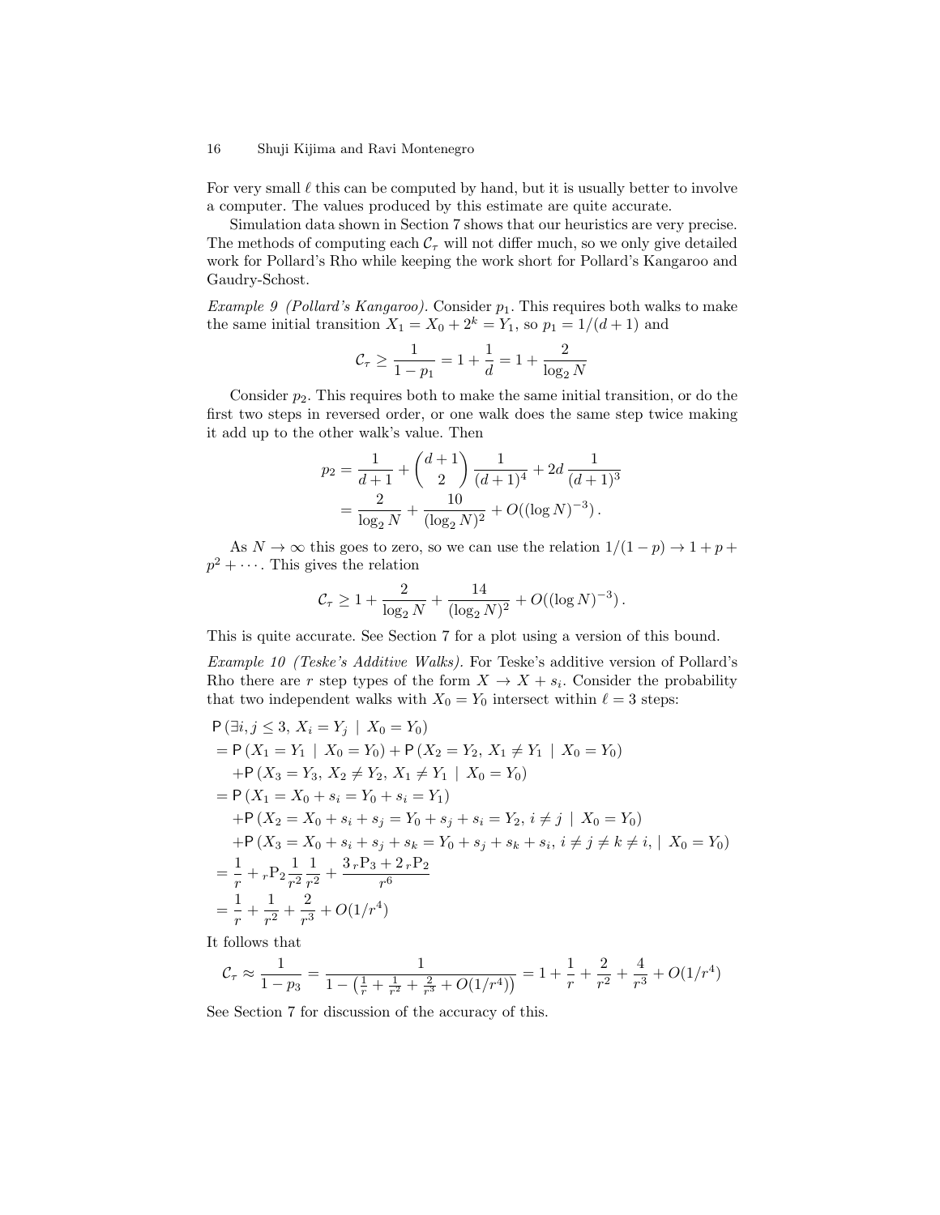For very small $\ell$ this can be computed by hand, but it is usually better to involve a computer. The values produced by this estimate are quite accurate.

Simulation data shown in Section 7 shows that our heuristics are very precise. The methods of computing each $\mathcal{C}_\tau$ will not differ much, so we only give detailed work for Pollard's Rho while keeping the work short for Pollard's Kangaroo and Gaudry-Schost.

*Example 9 (Pollard's Kangaroo).* Consider $p_1$. This requires both walks to make the same initial transition $X_1 = X_0 + 2^k = Y_1$, so $p_1 = 1/(d+1)$ and

$$\mathcal{C}_\tau \geq \frac{1}{1-p_1} = 1 + \frac{1}{d} = 1 + \frac{2}{\log_2 N}$$

Consider $p_2$. This requires both to make the same initial transition, or do the first two steps in reversed order, or one walk does the same step twice making it add up to the other walk's value. Then

$$\begin{aligned}
p_2 &= \frac{1}{d+1} + \binom{d+1}{2}\frac{1}{(d+1)^4} + 2d\,\frac{1}{(d+1)^3} \\
&= \frac{2}{\log_2 N} + \frac{10}{(\log_2 N)^2} + O((\log N)^{-3})\,.
\end{aligned}$$

As $N \to \infty$ this goes to zero, so we can use the relation $1/(1-p) \to 1 + p + p^2 + \cdots$. This gives the relation

$$\mathcal{C}_\tau \geq 1 + \frac{2}{\log_2 N} + \frac{14}{(\log_2 N)^2} + O((\log N)^{-3})\,.$$

This is quite accurate. See Section 7 for a plot using a version of this bound.

*Example 10 (Teske's Additive Walks).* For Teske's additive version of Pollard's Rho there are $r$ step types of the form $X \to X + s_i$. Consider the probability that two independent walks with $X_0 = Y_0$ intersect within $\ell = 3$ steps:

$$\begin{aligned}
&\mathsf{P}\left(\exists i,j \leq 3,\ X_i = Y_j \mid X_0 = Y_0\right) \\
&= \mathsf{P}\left(X_1 = Y_1 \mid X_0 = Y_0\right) + \mathsf{P}\left(X_2 = Y_2,\ X_1 \neq Y_1 \mid X_0 = Y_0\right) \\
&\quad + \mathsf{P}\left(X_3 = Y_3,\ X_2 \neq Y_2,\ X_1 \neq Y_1 \mid X_0 = Y_0\right) \\
&= \mathsf{P}\left(X_1 = X_0 + s_i = Y_0 + s_i = Y_1\right) \\
&\quad + \mathsf{P}\left(X_2 = X_0 + s_i + s_j = Y_0 + s_j + s_i = Y_2,\ i \neq j \mid X_0 = Y_0\right) \\
&\quad + \mathsf{P}\left(X_3 = X_0 + s_i + s_j + s_k = Y_0 + s_j + s_k + s_i,\ i \neq j \neq k \neq i, \mid X_0 = Y_0\right) \\
&= \frac{1}{r} + {}_r\mathrm{P}_2\,\frac{1}{r^2}\,\frac{1}{r^2} + \frac{3\,{}_r\mathrm{P}_3 + 2\,{}_r\mathrm{P}_2}{r^6} \\
&= \frac{1}{r} + \frac{1}{r^2} + \frac{2}{r^3} + O(1/r^4)
\end{aligned}$$

It follows that

$$\mathcal{C}_\tau \approx \frac{1}{1-p_3} = \frac{1}{1 - \left(\frac{1}{r} + \frac{1}{r^2} + \frac{2}{r^3} + O(1/r^4)\right)} = 1 + \frac{1}{r} + \frac{2}{r^2} + \frac{4}{r^3} + O(1/r^4)$$

See Section 7 for discussion of the accuracy of this.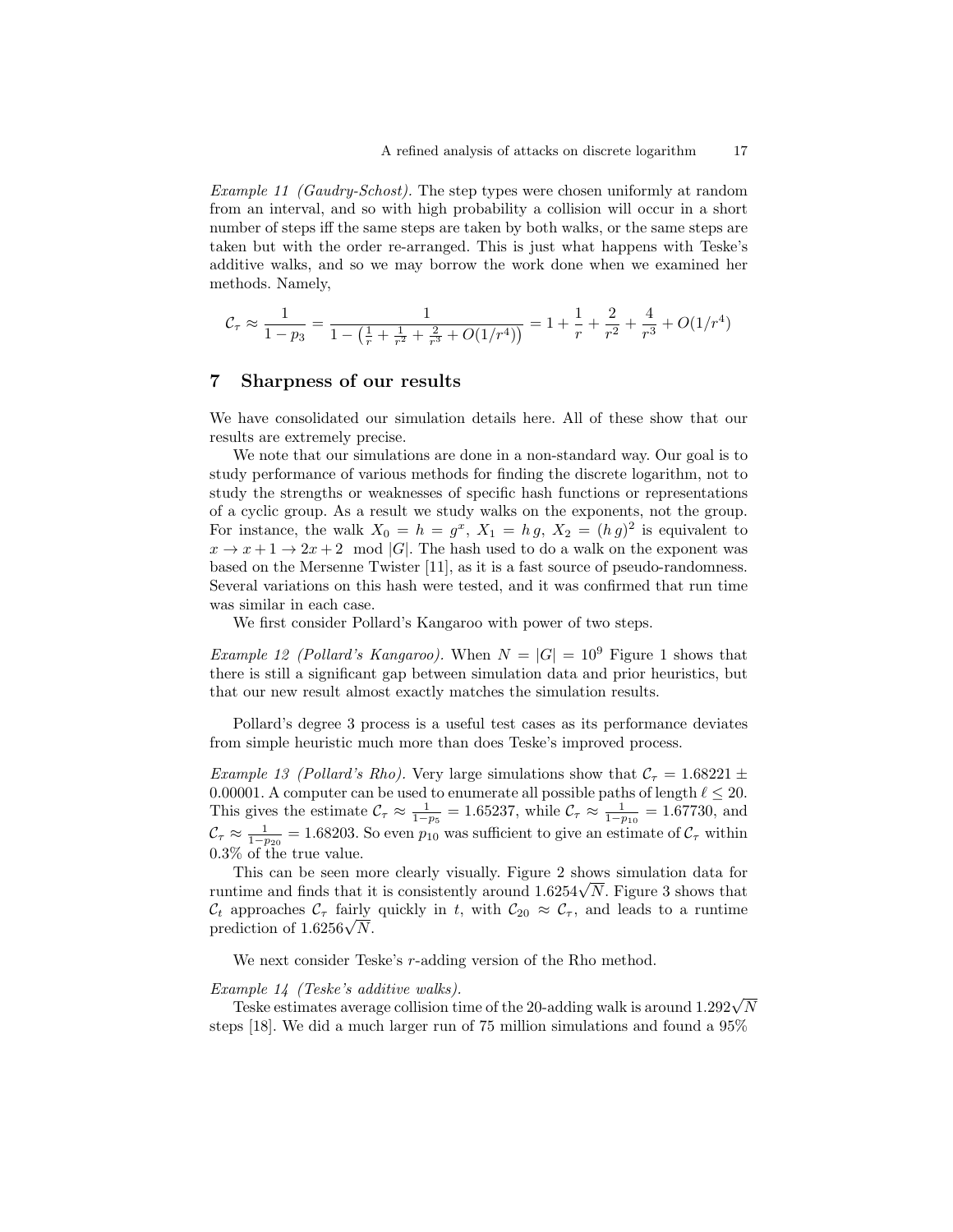*Example 11 (Gaudry-Schost).* The step types were chosen uniformly at random from an interval, and so with high probability a collision will occur in a short number of steps iff the same steps are taken by both walks, or the same steps are taken but with the order re-arranged. This is just what happens with Teske's additive walks, and so we may borrow the work done when we examined her methods. Namely,

$$\mathcal{C}_\tau \approx \frac{1}{1-p_3} = \frac{1}{1-\left(\frac{1}{r}+\frac{1}{r^2}+\frac{2}{r^3}+O(1/r^4)\right)} = 1+\frac{1}{r}+\frac{2}{r^2}+\frac{4}{r^3}+O(1/r^4)$$

## 7 Sharpness of our results

We have consolidated our simulation details here. All of these show that our results are extremely precise.

We note that our simulations are done in a non-standard way. Our goal is to study performance of various methods for finding the discrete logarithm, not to study the strengths or weaknesses of specific hash functions or representations of a cyclic group. As a result we study walks on the exponents, not the group. For instance, the walk $X_0 = h = g^x$, $X_1 = h\,g$, $X_2 = (h\,g)^2$ is equivalent to $x \to x+1 \to 2x+2 \mod |G|$. The hash used to do a walk on the exponent was based on the Mersenne Twister [11], as it is a fast source of pseudo-randomness. Several variations on this hash were tested, and it was confirmed that run time was similar in each case.

We first consider Pollard's Kangaroo with power of two steps.

*Example 12 (Pollard's Kangaroo).* When $N = |G| = 10^9$ Figure 1 shows that there is still a significant gap between simulation data and prior heuristics, but that our new result almost exactly matches the simulation results.

Pollard's degree 3 process is a useful test cases as its performance deviates from simple heuristic much more than does Teske's improved process.

*Example 13 (Pollard's Rho).* Very large simulations show that $\mathcal{C}_\tau = 1.68221 \pm 0.00001$. A computer can be used to enumerate all possible paths of length $\ell \leq 20$. This gives the estimate $\mathcal{C}_\tau \approx \frac{1}{1-p_5} = 1.65237$, while $\mathcal{C}_\tau \approx \frac{1}{1-p_{10}} = 1.67730$, and $\mathcal{C}_\tau \approx \frac{1}{1-p_{20}} = 1.68203$. So even $p_{10}$ was sufficient to give an estimate of $\mathcal{C}_\tau$ within 0.3% of the true value.

This can be seen more clearly visually. Figure 2 shows simulation data for runtime and finds that it is consistently around $1.6254\sqrt{N}$. Figure 3 shows that $\mathcal{C}_t$ approaches $\mathcal{C}_\tau$ fairly quickly in $t$, with $\mathcal{C}_{20} \approx \mathcal{C}_\tau$, and leads to a runtime prediction of $1.6256\sqrt{N}$.

We next consider Teske's $r$-adding version of the Rho method.

*Example 14 (Teske's additive walks).*
Teske estimates average collision time of the 20-adding walk is around $1.292\sqrt{N}$ steps [18]. We did a much larger run of 75 million simulations and found a 95%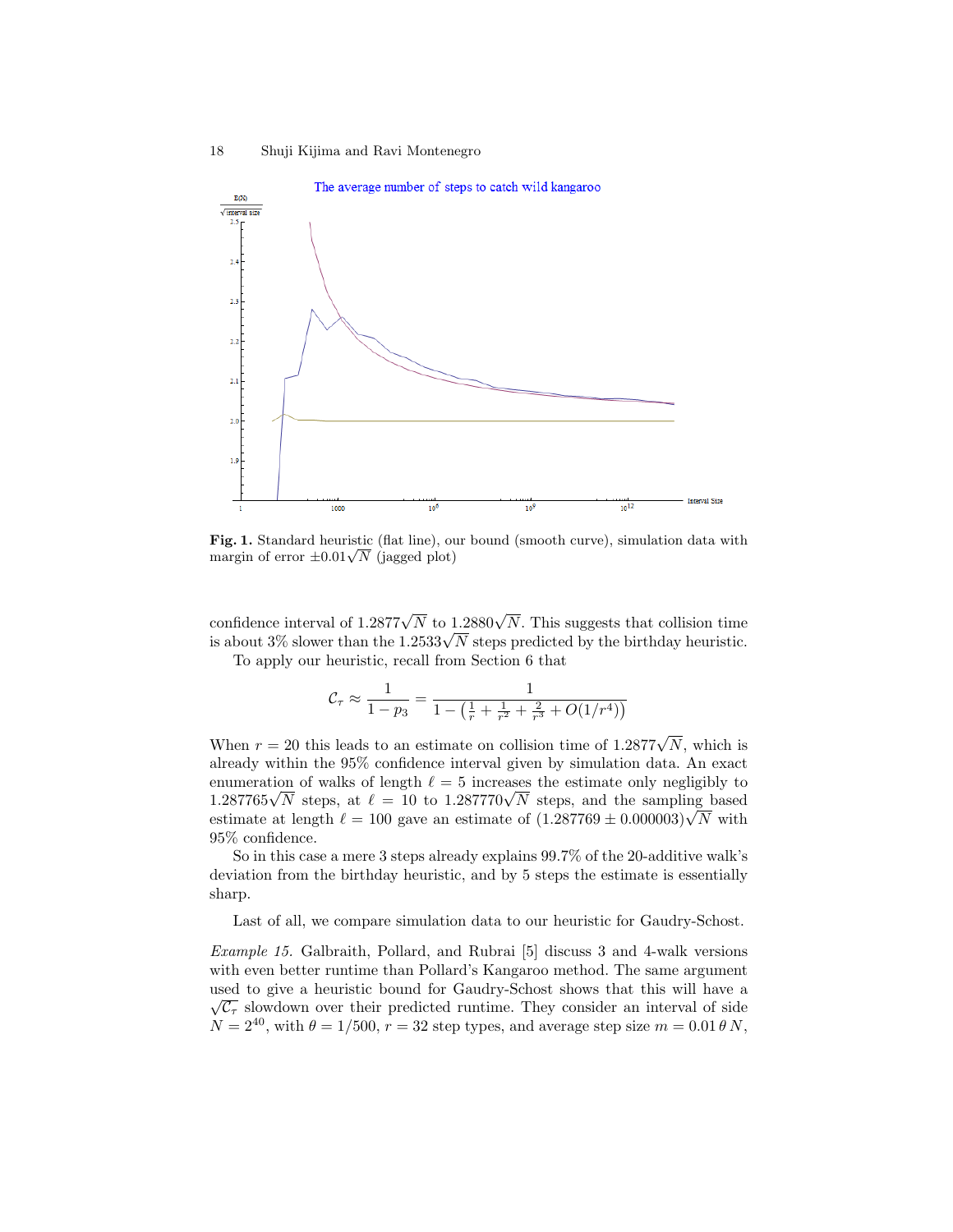**Fig. 1.** Standard heuristic (flat line), our bound (smooth curve), simulation data with margin of error $\pm 0.01\sqrt{N}$ (jagged plot)

confidence interval of $1.2877\sqrt{N}$ to $1.2880\sqrt{N}$. This suggests that collision time is about 3% slower than the $1.2533\sqrt{N}$ steps predicted by the birthday heuristic.

To apply our heuristic, recall from Section 6 that

$$\mathcal{C}_\tau \approx \frac{1}{1-p_3} = \frac{1}{1-\left(\frac{1}{r}+\frac{1}{r^2}+\frac{2}{r^3}+O(1/r^4)\right)}$$

When $r = 20$ this leads to an estimate on collision time of $1.2877\sqrt{N}$, which is already within the 95% confidence interval given by simulation data. An exact enumeration of walks of length $\ell = 5$ increases the estimate only negligibly to $1.287765\sqrt{N}$ steps, at $\ell = 10$ to $1.287770\sqrt{N}$ steps, and the sampling based estimate at length $\ell = 100$ gave an estimate of $(1.287769 \pm 0.000003)\sqrt{N}$ with 95% confidence.

So in this case a mere 3 steps already explains 99.7% of the 20-additive walk's deviation from the birthday heuristic, and by 5 steps the estimate is essentially sharp.

Last of all, we compare simulation data to our heuristic for Gaudry-Schost.

*Example 15.* Galbraith, Pollard, and Rubrai [5] discuss 3 and 4-walk versions with even better runtime than Pollard's Kangaroo method. The same argument used to give a heuristic bound for Gaudry-Schost shows that this will have a $\sqrt{\mathcal{C}_\tau}$ slowdown over their predicted runtime. They consider an interval of side $N = 2^{40}$, with $\theta = 1/500$, $r = 32$ step types, and average step size $m = 0.01\,\theta\, N$,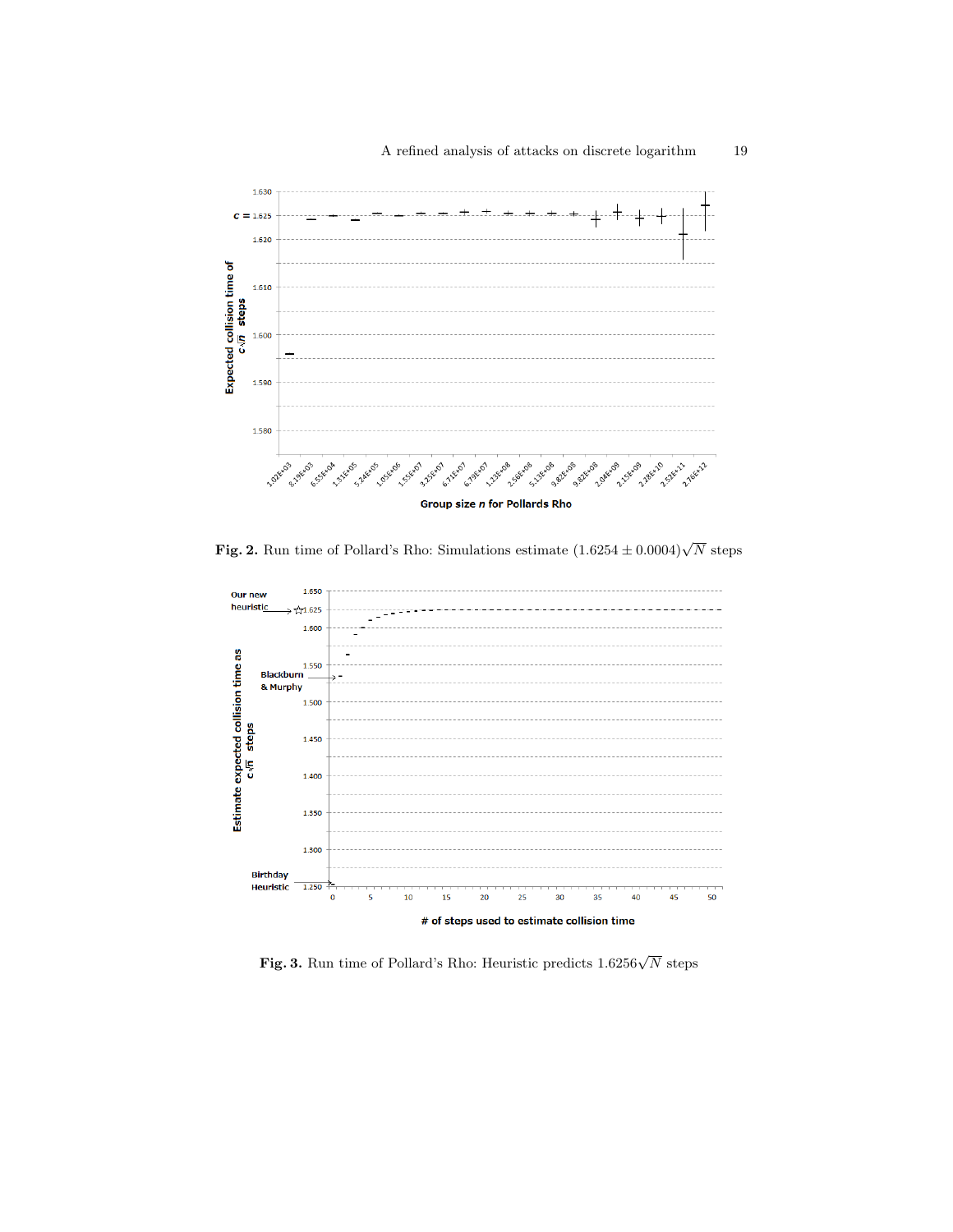**Fig. 2.** Run time of Pollard's Rho: Simulations estimate $(1.6254 \pm 0.0004)\sqrt{N}$ steps

**Fig. 3.** Run time of Pollard's Rho: Heuristic predicts $1.6256\sqrt{N}$ steps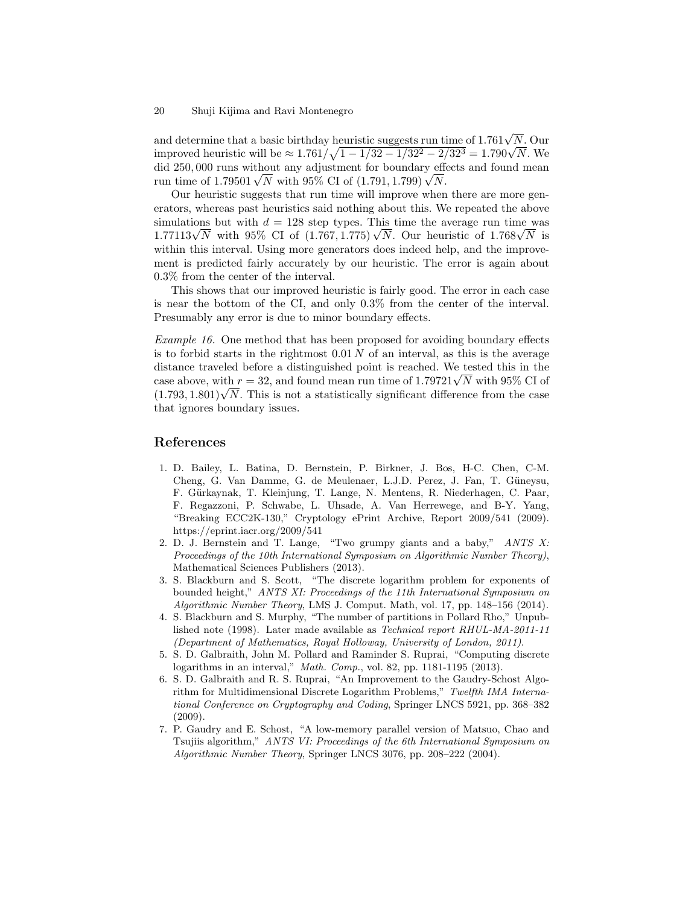and determine that a basic birthday heuristic suggests run time of $1.761\sqrt{N}$. Our improved heuristic will be $\approx 1.761/\sqrt{1-1/32-1/32^2-2/32^3} = 1.790\sqrt{N}$. We did 250,000 runs without any adjustment for boundary effects and found mean run time of $1.79501\sqrt{N}$ with 95% CI of $(1.791, 1.799)\sqrt{N}$.

Our heuristic suggests that run time will improve when there are more generators, whereas past heuristics said nothing about this. We repeated the above simulations but with $d = 128$ step types. This time the average run time was $1.77113\sqrt{N}$ with 95% CI of $(1.767, 1.775)\sqrt{N}$. Our heuristic of $1.768\sqrt{N}$ is within this interval. Using more generators does indeed help, and the improvement is predicted fairly accurately by our heuristic. The error is again about 0.3% from the center of the interval.

This shows that our improved heuristic is fairly good. The error in each case is near the bottom of the CI, and only 0.3% from the center of the interval. Presumably any error is due to minor boundary effects.

*Example 16.* One method that has been proposed for avoiding boundary effects is to forbid starts in the rightmost $0.01\,N$ of an interval, as this is the average distance traveled before a distinguished point is reached. We tested this in the case above, with $r = 32$, and found mean run time of $1.79721\sqrt{N}$ with 95% CI of $(1.793, 1.801)\sqrt{N}$. This is not a statistically significant difference from the case that ignores boundary issues.

## References

1. D. Bailey, L. Batina, D. Bernstein, P. Birkner, J. Bos, H-C. Chen, C-M. Cheng, G. Van Damme, G. de Meulenaer, L.J.D. Perez, J. Fan, T. Güneysu, F. Gürkaynak, T. Kleinjung, T. Lange, N. Mentens, R. Niederhagen, C. Paar, F. Regazzoni, P. Schwabe, L. Uhsade, A. Van Herrewege, and B-Y. Yang, "Breaking ECC2K-130," Cryptology ePrint Archive, Report 2009/541 (2009). https://eprint.iacr.org/2009/541
2. D. J. Bernstein and T. Lange, "Two grumpy giants and a baby," *ANTS X: Proceedings of the 10th International Symposium on Algorithmic Number Theory)*, Mathematical Sciences Publishers (2013).
3. S. Blackburn and S. Scott, "The discrete logarithm problem for exponents of bounded height," *ANTS XI: Proceedings of the 11th International Symposium on Algorithmic Number Theory*, LMS J. Comput. Math, vol. 17, pp. 148–156 (2014).
4. S. Blackburn and S. Murphy, "The number of partitions in Pollard Rho," Unpublished note (1998). Later made available as *Technical report RHUL-MA-2011-11 (Department of Mathematics, Royal Holloway, University of London, 2011).*
5. S. D. Galbraith, John M. Pollard and Raminder S. Ruprai, "Computing discrete logarithms in an interval," *Math. Comp.*, vol. 82, pp. 1181-1195 (2013).
6. S. D. Galbraith and R. S. Ruprai, "An Improvement to the Gaudry-Schost Algorithm for Multidimensional Discrete Logarithm Problems," *Twelfth IMA International Conference on Cryptography and Coding*, Springer LNCS 5921, pp. 368–382 (2009).
7. P. Gaudry and E. Schost, "A low-memory parallel version of Matsuo, Chao and Tsujiis algorithm," *ANTS VI: Proceedings of the 6th International Symposium on Algorithmic Number Theory*, Springer LNCS 3076, pp. 208–222 (2004).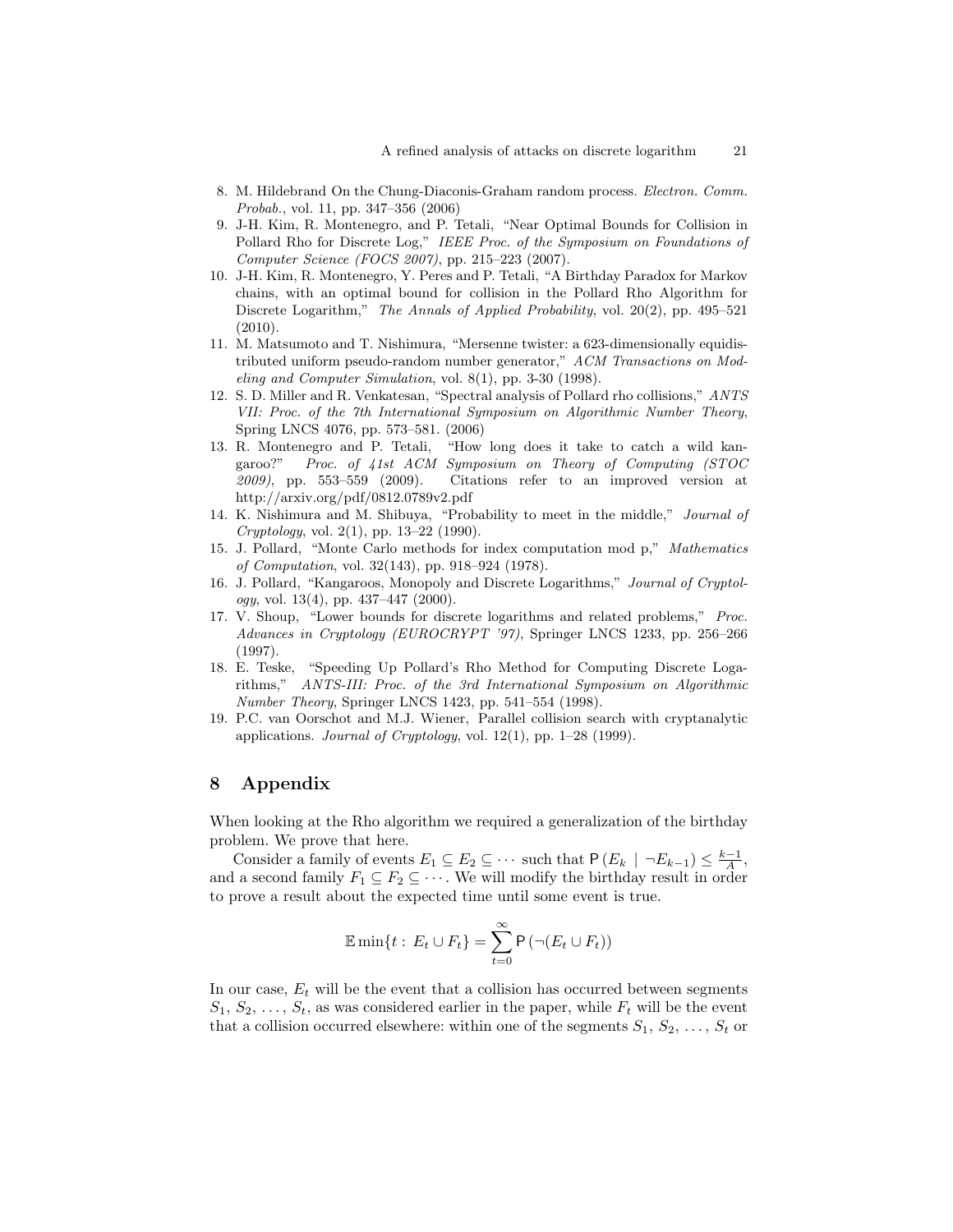8. M. Hildebrand On the Chung-Diaconis-Graham random process. *Electron. Comm. Probab.*, vol. 11, pp. 347–356 (2006)
9. J-H. Kim, R. Montenegro, and P. Tetali, "Near Optimal Bounds for Collision in Pollard Rho for Discrete Log," *IEEE Proc. of the Symposium on Foundations of Computer Science (FOCS 2007)*, pp. 215–223 (2007).
10. J-H. Kim, R. Montenegro, Y. Peres and P. Tetali, "A Birthday Paradox for Markov chains, with an optimal bound for collision in the Pollard Rho Algorithm for Discrete Logarithm," *The Annals of Applied Probability*, vol. 20(2), pp. 495–521 (2010).
11. M. Matsumoto and T. Nishimura, "Mersenne twister: a 623-dimensionally equidistributed uniform pseudo-random number generator," *ACM Transactions on Modeling and Computer Simulation*, vol. 8(1), pp. 3-30 (1998).
12. S. D. Miller and R. Venkatesan, "Spectral analysis of Pollard rho collisions," *ANTS VII: Proc. of the 7th International Symposium on Algorithmic Number Theory*, Spring LNCS 4076, pp. 573–581. (2006)
13. R. Montenegro and P. Tetali, "How long does it take to catch a wild kangaroo?" *Proc. of 41st ACM Symposium on Theory of Computing (STOC 2009)*, pp. 553–559 (2009). Citations refer to an improved version at http://arxiv.org/pdf/0812.0789v2.pdf
14. K. Nishimura and M. Shibuya, "Probability to meet in the middle," *Journal of Cryptology*, vol. 2(1), pp. 13–22 (1990).
15. J. Pollard, "Monte Carlo methods for index computation mod p," *Mathematics of Computation*, vol. 32(143), pp. 918–924 (1978).
16. J. Pollard, "Kangaroos, Monopoly and Discrete Logarithms," *Journal of Cryptology*, vol. 13(4), pp. 437–447 (2000).
17. V. Shoup, "Lower bounds for discrete logarithms and related problems," *Proc. Advances in Cryptology (EUROCRYPT '97)*, Springer LNCS 1233, pp. 256–266 (1997).
18. E. Teske, "Speeding Up Pollard's Rho Method for Computing Discrete Logarithms," *ANTS-III: Proc. of the 3rd International Symposium on Algorithmic Number Theory*, Springer LNCS 1423, pp. 541–554 (1998).
19. P.C. van Oorschot and M.J. Wiener, Parallel collision search with cryptanalytic applications. *Journal of Cryptology*, vol. 12(1), pp. 1–28 (1999).

# 8 Appendix

When looking at the Rho algorithm we required a generalization of the birthday problem. We prove that here.

Consider a family of events $E_1 \subseteq E_2 \subseteq \cdots$ such that $\mathsf{P}\left(E_k \mid \neg E_{k-1}\right) \leq \frac{k-1}{A}$, and a second family $F_1 \subseteq F_2 \subseteq \cdots$. We will modify the birthday result in order to prove a result about the expected time until some event is true.

$$\mathbb{E} \min\{t : E_t \cup F_t\} = \sum_{t=0}^{\infty} \mathsf{P}\left(\neg(E_t \cup F_t)\right)$$

In our case, $E_t$ will be the event that a collision has occurred between segments $S_1, S_2, \ldots, S_t$, as was considered earlier in the paper, while $F_t$ will be the event that a collision occurred elsewhere: within one of the segments $S_1, S_2, \ldots, S_t$ or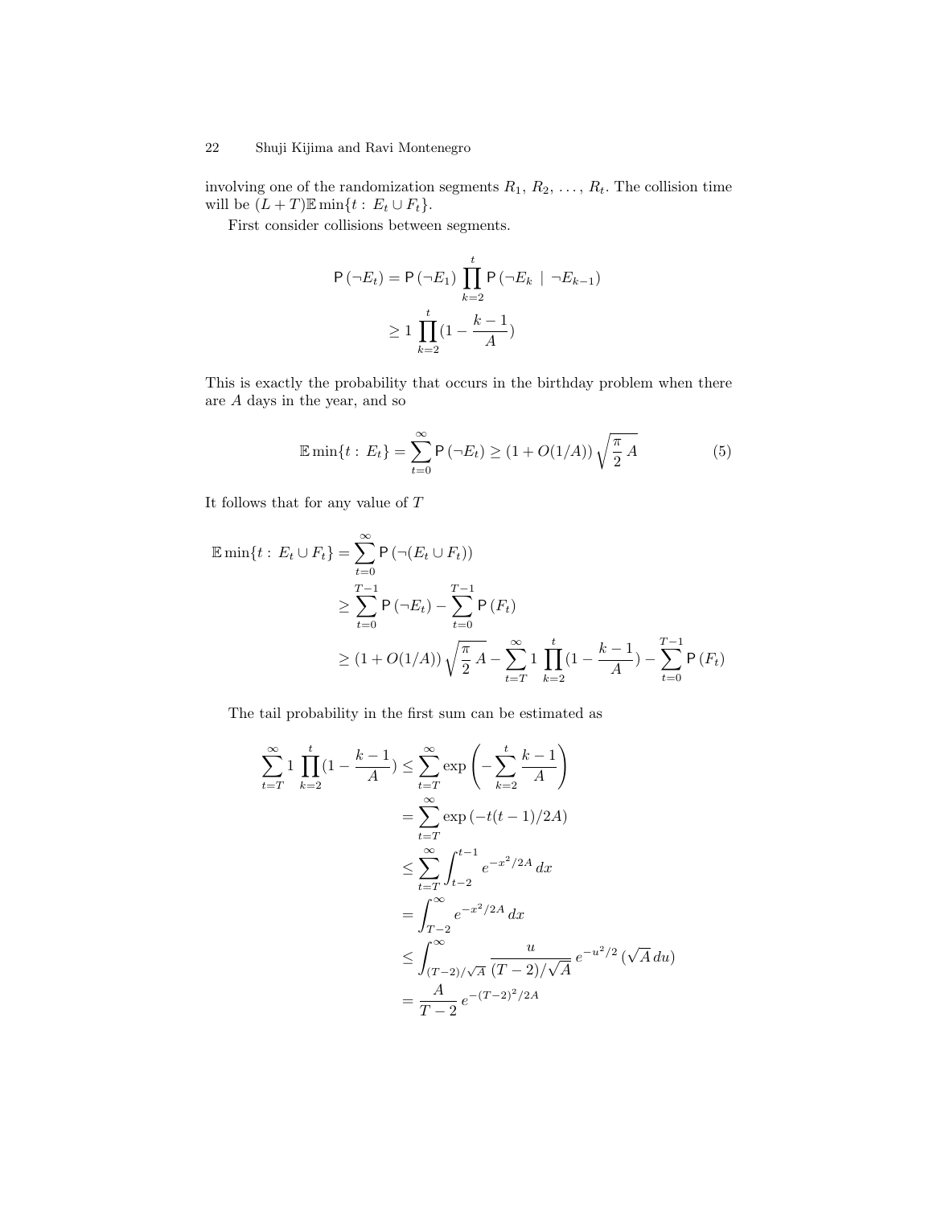involving one of the randomization segments $R_1, R_2, \ldots, R_t$. The collision time will be $(L+T)\mathbb{E}\min\{t : E_t \cup F_t\}$.

First consider collisions between segments.

$$
\begin{aligned}
\mathsf{P}(\neg E_t) &= \mathsf{P}(\neg E_1) \prod_{k=2}^{t} \mathsf{P}(\neg E_k \mid \neg E_{k-1}) \\
&\geq 1 \prod_{k=2}^{t} (1 - \frac{k-1}{A})
\end{aligned}
$$

This is exactly the probability that occurs in the birthday problem when there are $A$ days in the year, and so

$$
\mathbb{E}\min\{t : E_t\} = \sum_{t=0}^{\infty} \mathsf{P}(\neg E_t) \geq (1 + O(1/A)) \sqrt{\frac{\pi}{2} A} \tag{5}
$$

It follows that for any value of $T$

$$
\begin{aligned}
\mathbb{E}\min\{t : E_t \cup F_t\} &= \sum_{t=0}^{\infty} \mathsf{P}(\neg(E_t \cup F_t)) \\
&\geq \sum_{t=0}^{T-1} \mathsf{P}(\neg E_t) - \sum_{t=0}^{T-1} \mathsf{P}(F_t) \\
&\geq (1 + O(1/A)) \sqrt{\frac{\pi}{2} A} - \sum_{t=T}^{\infty} 1 \prod_{k=2}^{t} (1 - \frac{k-1}{A}) - \sum_{t=0}^{T-1} \mathsf{P}(F_t)
\end{aligned}
$$

The tail probability in the first sum can be estimated as

$$
\begin{aligned}
\sum_{t=T}^{\infty} 1 \prod_{k=2}^{t} (1 - \frac{k-1}{A}) &\leq \sum_{t=T}^{\infty} \exp\left(-\sum_{k=2}^{t} \frac{k-1}{A}\right) \\
&= \sum_{t=T}^{\infty} \exp(-t(t-1)/2A) \\
&\leq \sum_{t=T}^{\infty} \int_{t-2}^{t-1} e^{-x^2/2A}\, dx \\
&= \int_{T-2}^{\infty} e^{-x^2/2A}\, dx \\
&\leq \int_{(T-2)/\sqrt{A}}^{\infty} \frac{u}{(T-2)/\sqrt{A}}\, e^{-u^2/2}\, (\sqrt{A}\, du) \\
&= \frac{A}{T-2}\, e^{-(T-2)^2/2A}
\end{aligned}
$$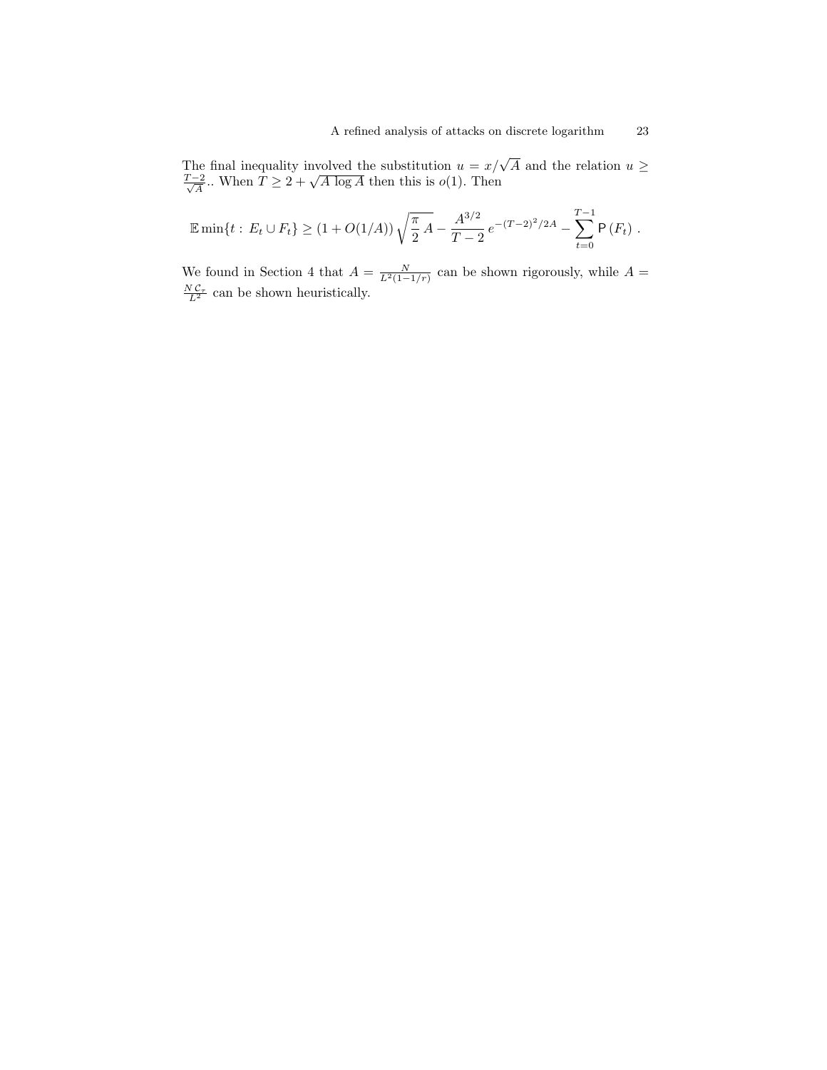The final inequality involved the substitution $u = x/\sqrt{A}$ and the relation $u \geq \frac{T-2}{\sqrt{A}}$.. When $T \geq 2 + \sqrt{A \log A}$ then this is $o(1)$. Then

$$\mathbb{E} \min\{t : E_t \cup F_t\} \geq (1 + O(1/A)) \sqrt{\frac{\pi}{2} A} - \frac{A^{3/2}}{T-2} e^{-(T-2)^2/2A} - \sum_{t=0}^{T-1} \mathsf{P}(F_t) .$$

We found in Section 4 that $A = \frac{N}{L^2(1-1/r)}$ can be shown rigorously, while $A = \frac{N \, \mathcal{C}_\tau}{L^2}$ can be shown heuristically.